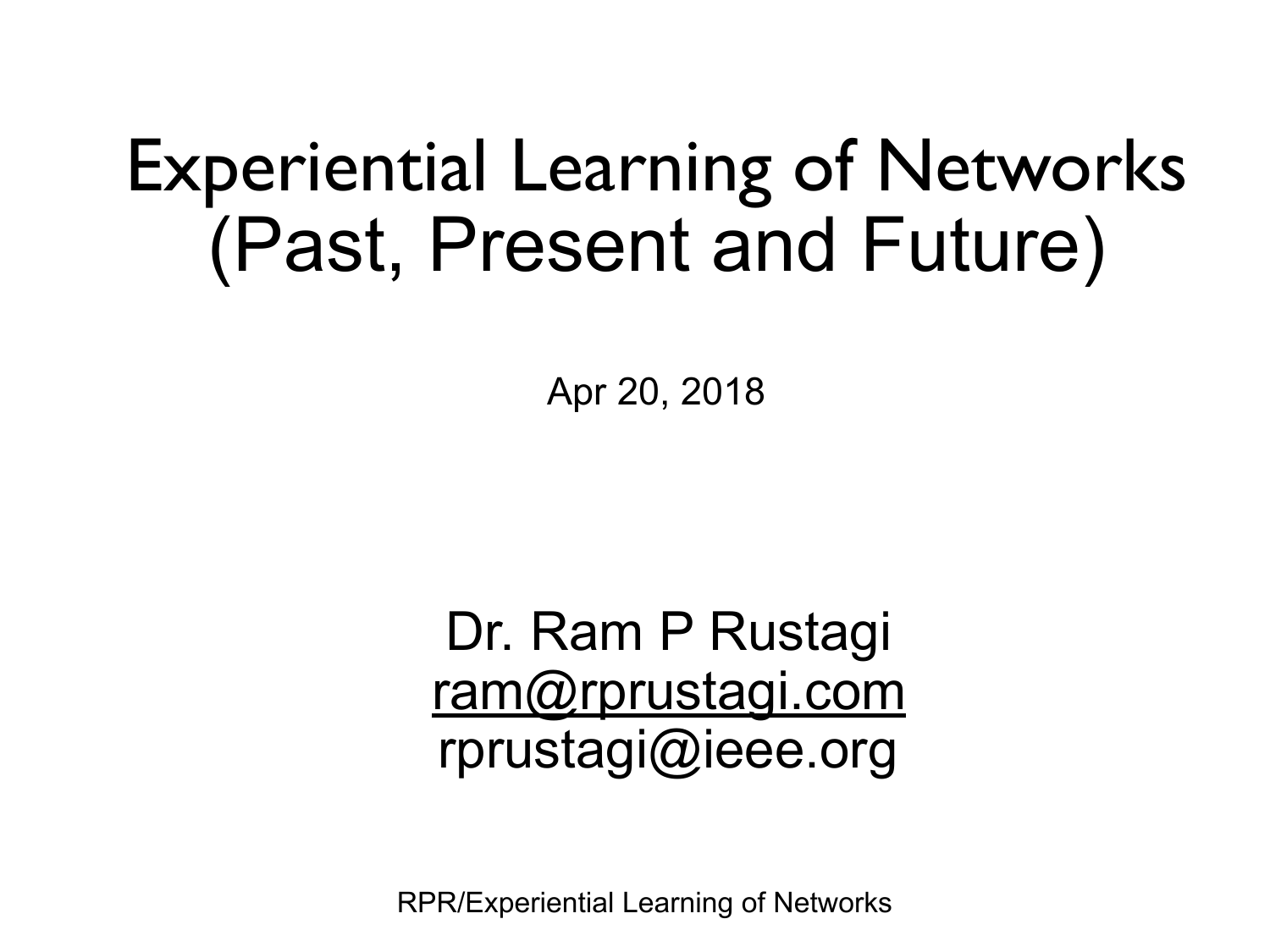# Experiential Learning of Networks (Past, Present and Future)

Apr 20, 2018

Dr. Ram P Rustagi
ram@rprustagi.com
rprustagi@ieee.org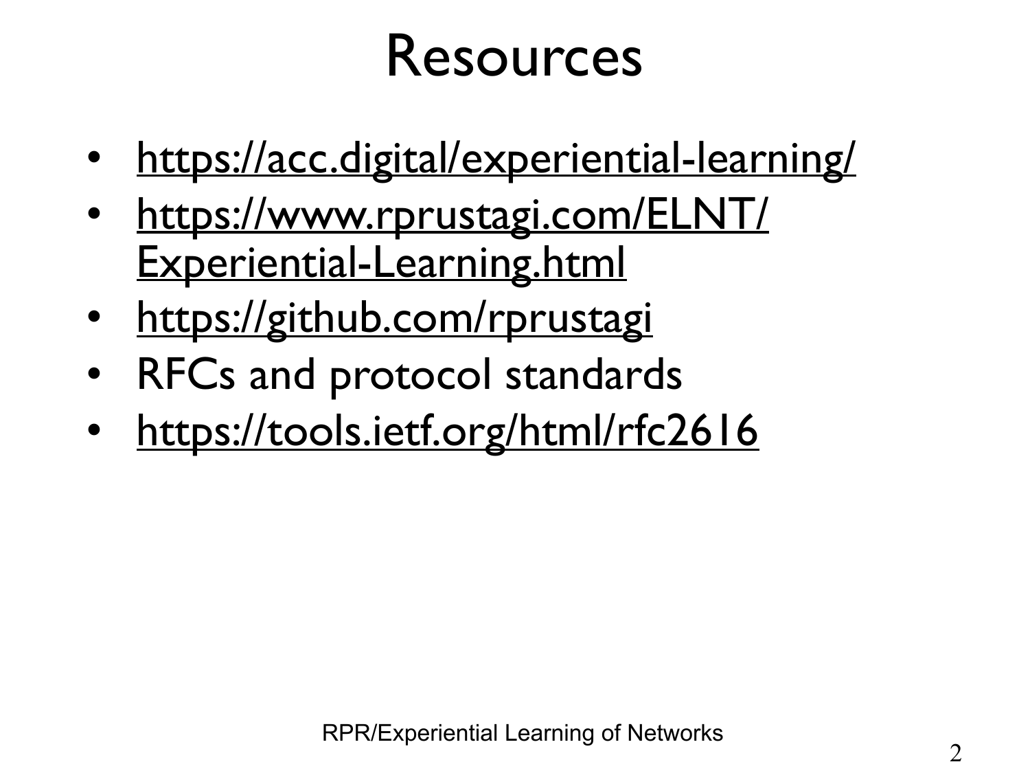# Resources

- https://acc.digital/experiential-learning/
- https://www.rprustagi.com/ELNT/Experiential-Learning.html
- https://github.com/rprustagi
- RFCs and protocol standards
- https://tools.ietf.org/html/rfc2616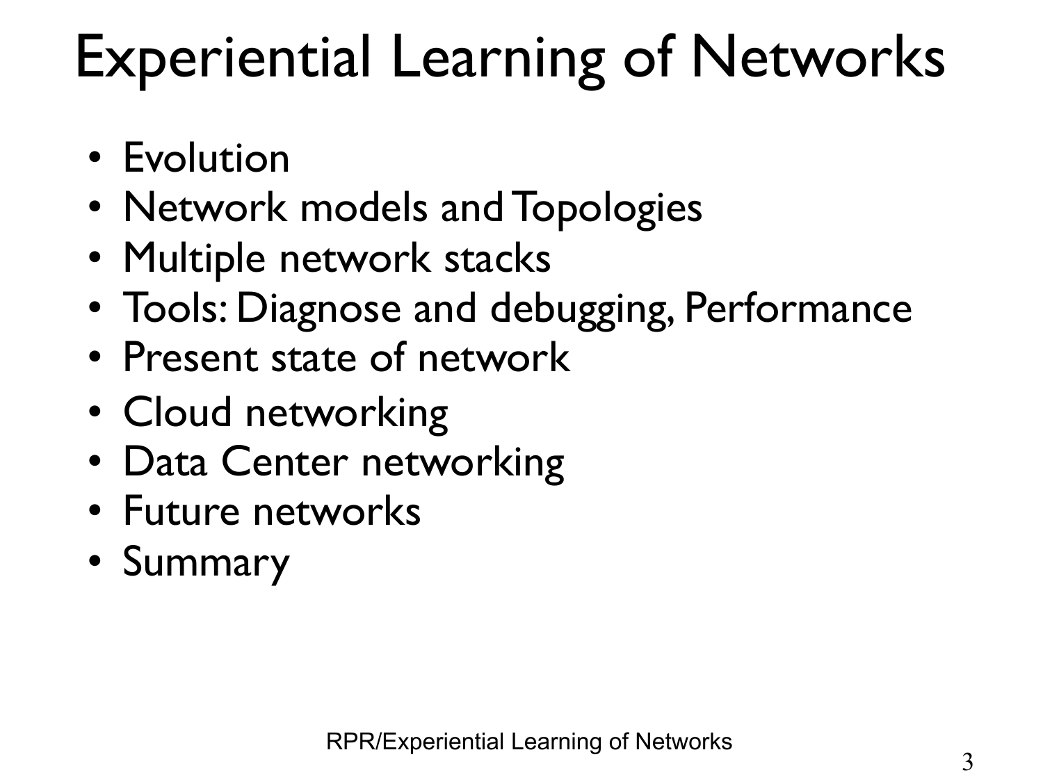# Experiential Learning of Networks

- Evolution
- Network models and Topologies
- Multiple network stacks
- Tools: Diagnose and debugging, Performance
- Present state of network
- Cloud networking
- Data Center networking
- Future networks
- Summary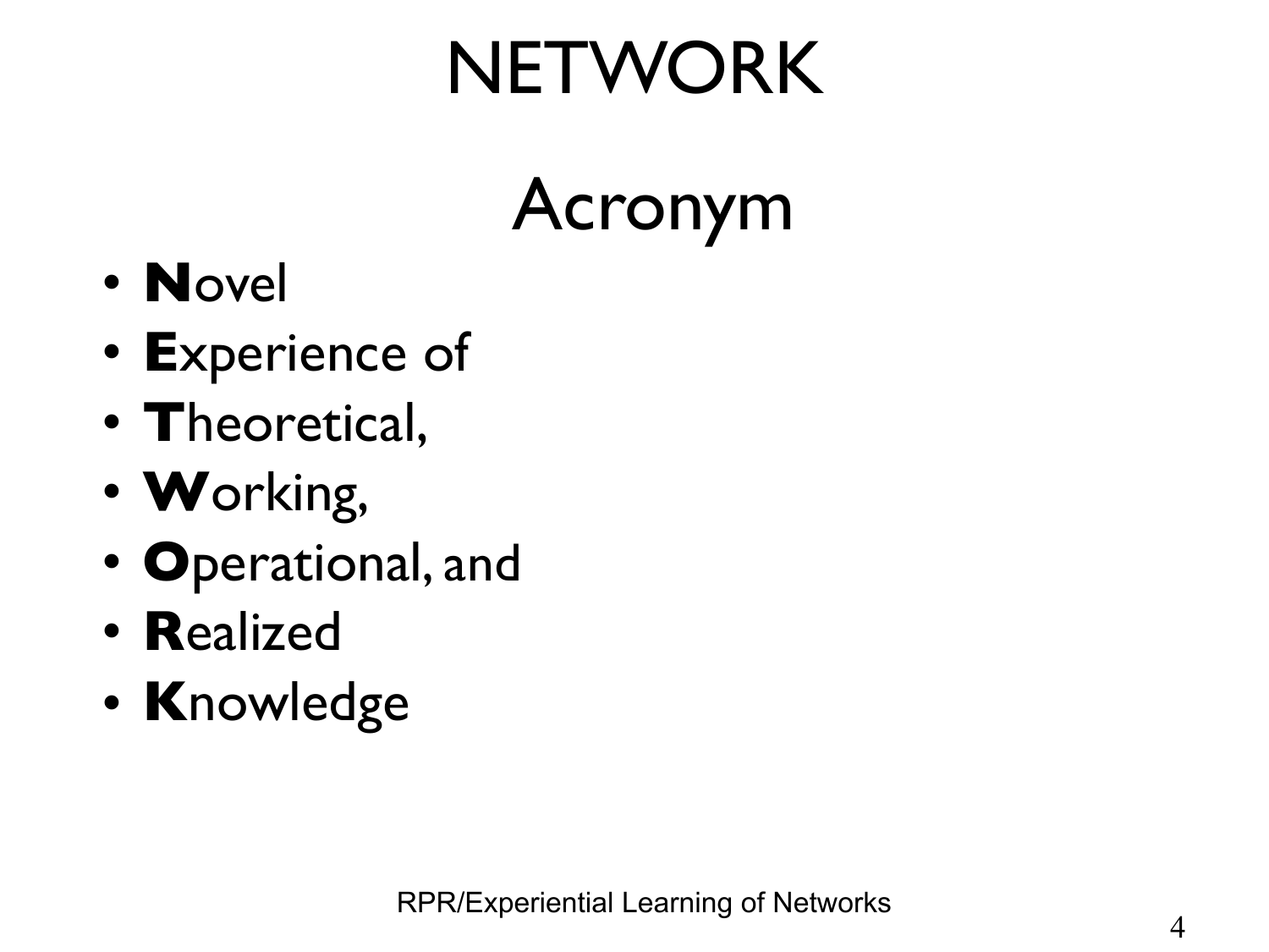# NETWORK

## Acronym

- **N**ovel
- **E**xperience of
- **T**heoretical,
- **W**orking,
- **O**perational, and
- **R**ealized
- **K**nowledge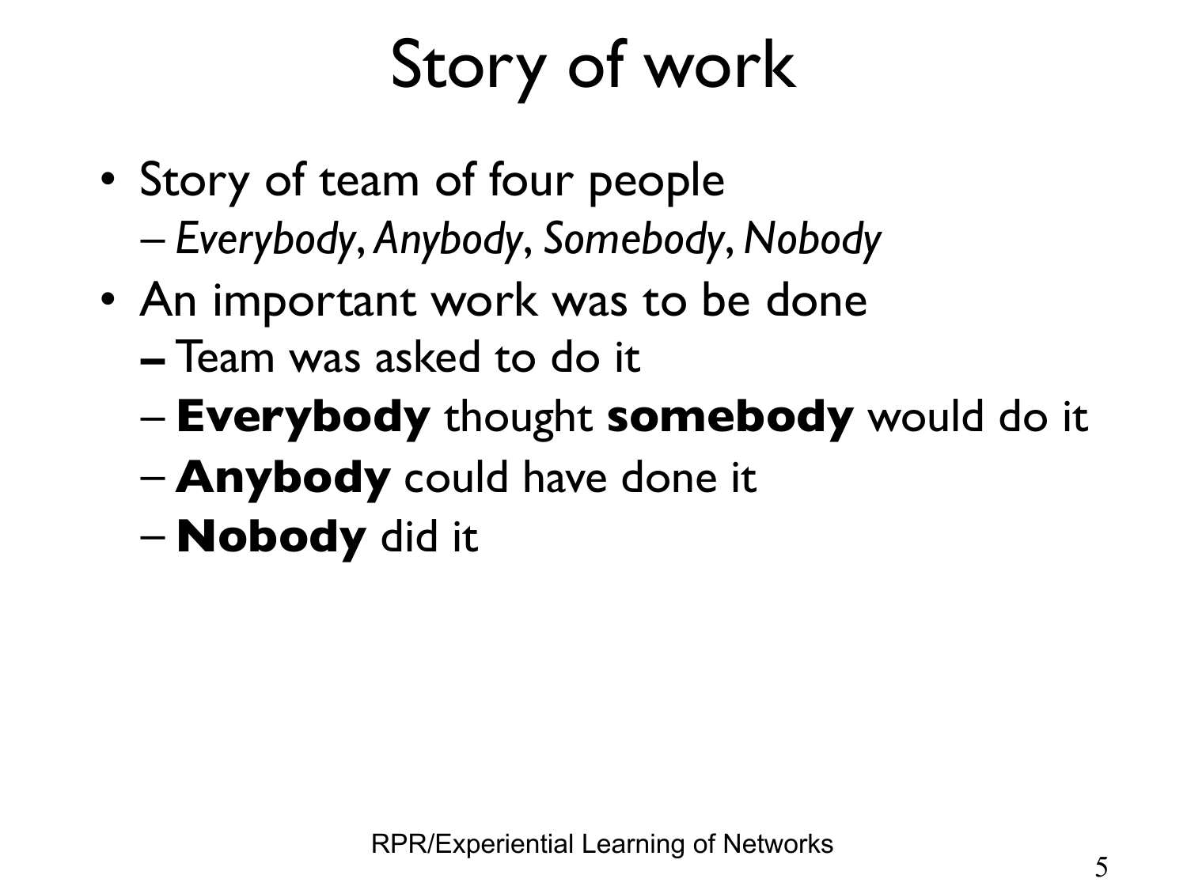# Story of work

- Story of team of four people
  - *Everybody, Anybody, Somebody, Nobody*
- An important work was to be done
  - Team was asked to do it
  - **Everybody** thought **somebody** would do it
  - **Anybody** could have done it
  - **Nobody** did it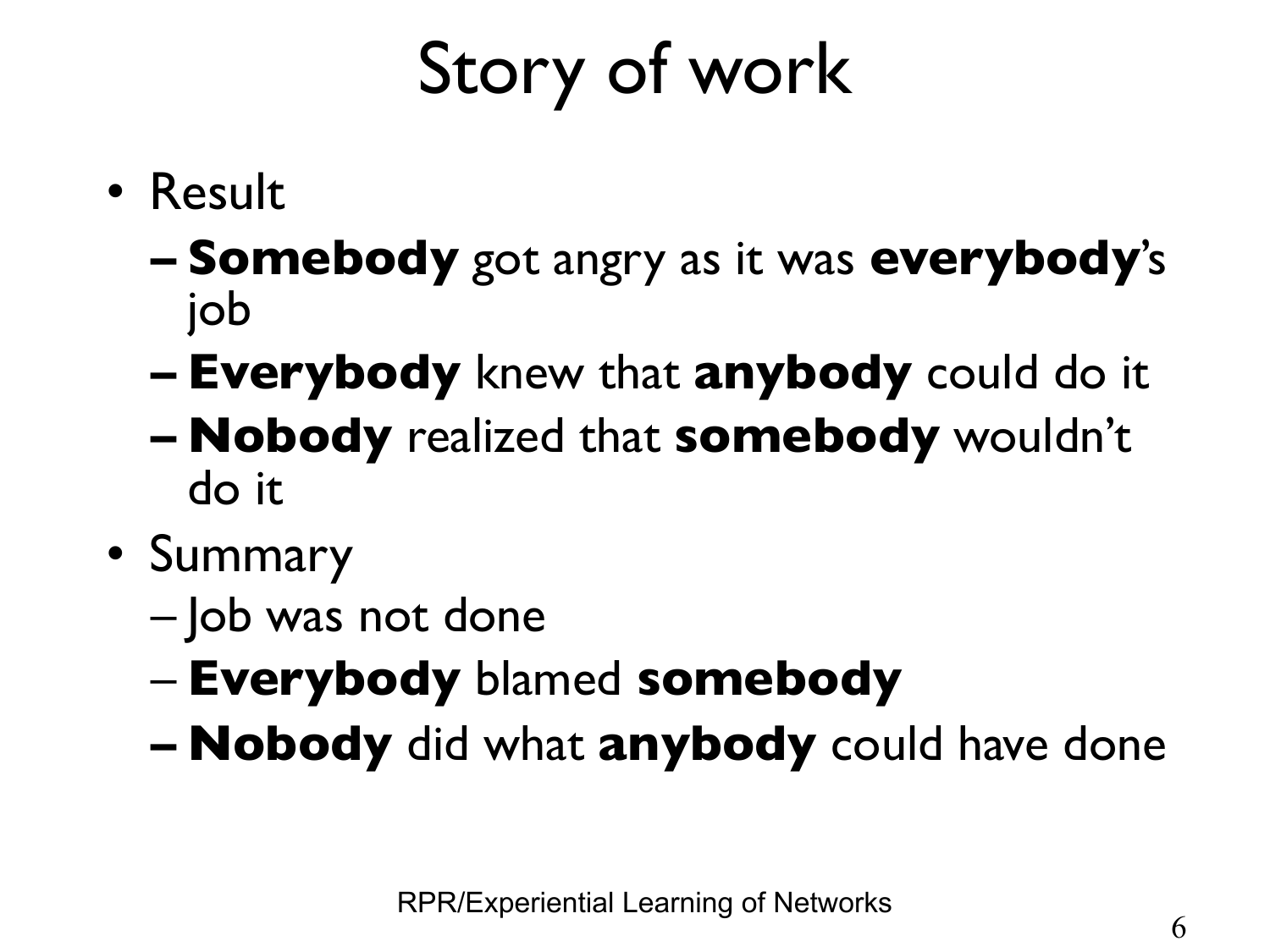# Story of work

- Result
  - **Somebody** got angry as it was **everybody**'s job
  - **Everybody** knew that **anybody** could do it
  - **Nobody** realized that **somebody** wouldn't do it
- Summary
  - Job was not done
  - **Everybody** blamed **somebody**
  - **Nobody** did what **anybody** could have done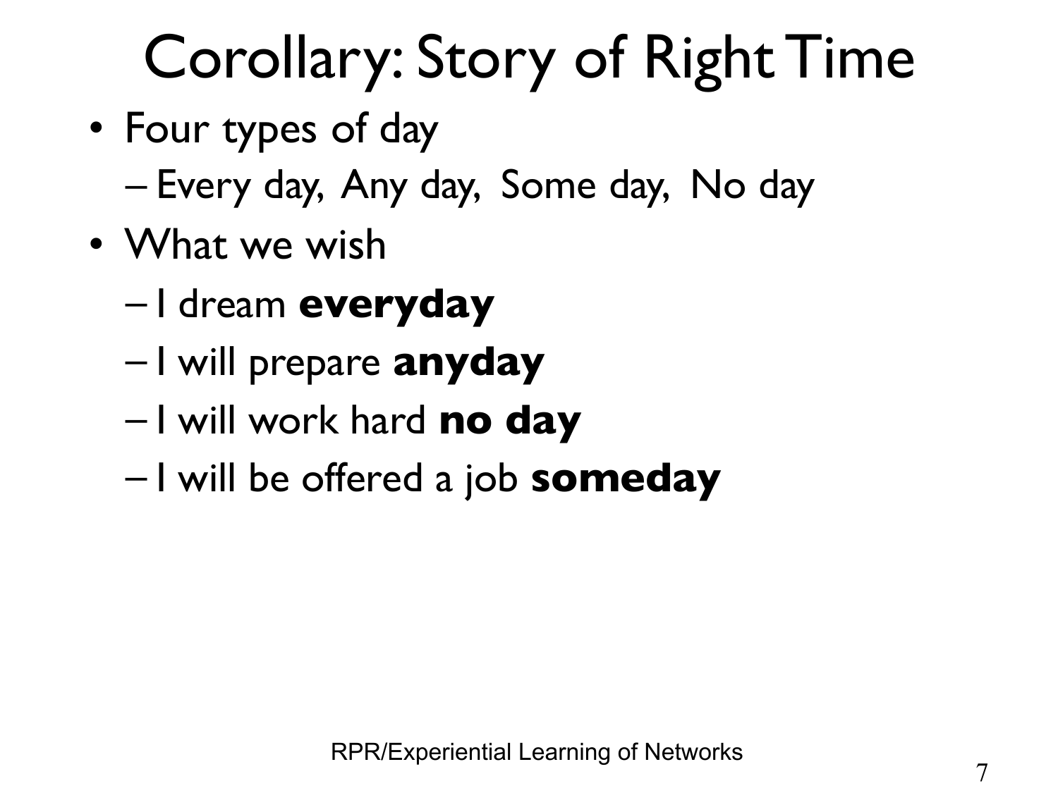# Corollary: Story of Right Time

- Four types of day
  - Every day, Any day, Some day, No day
- What we wish
  - I dream **everyday**
  - I will prepare **anyday**
  - I will work hard **no day**
  - I will be offered a job **someday**

RPR/Experiential Learning of Networks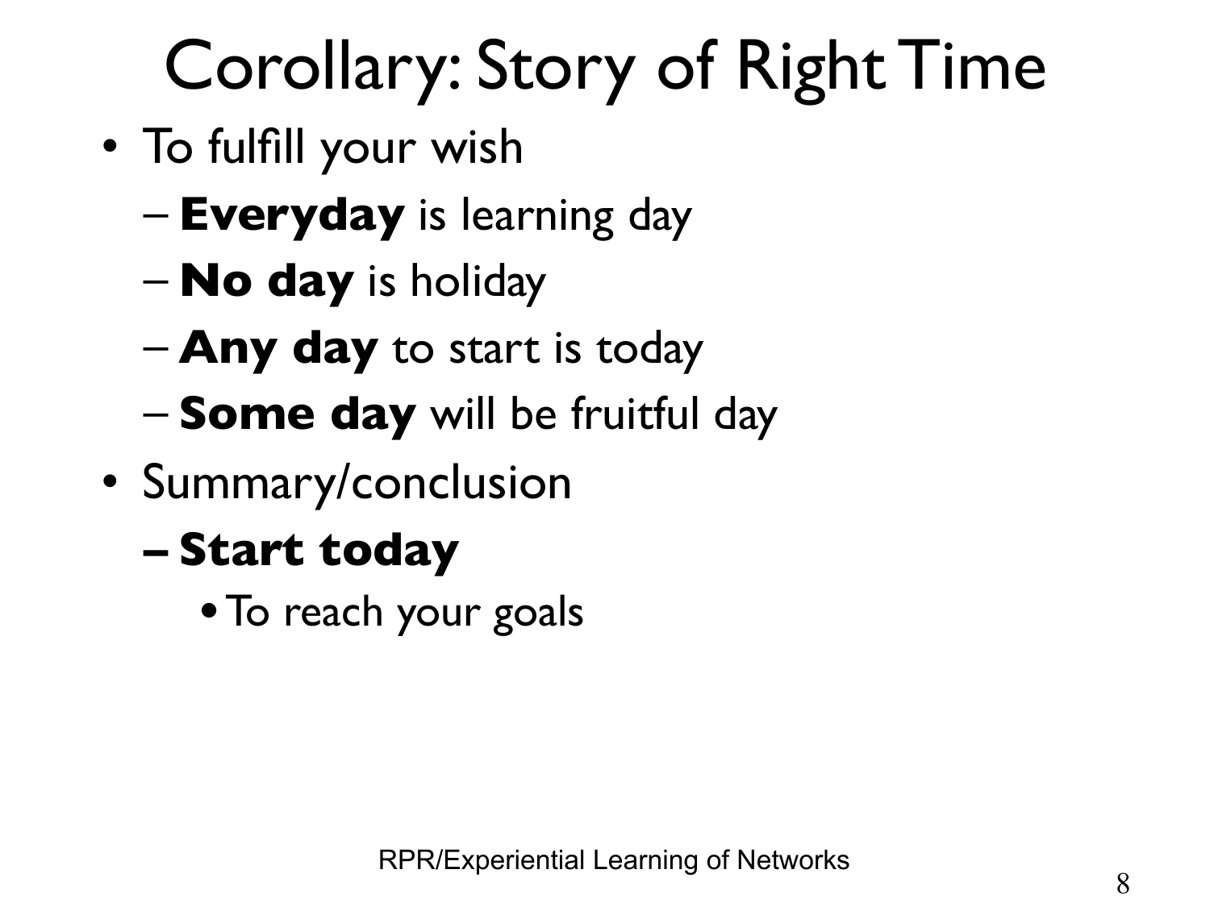# Corollary: Story of Right Time

- To fulfill your wish
  - **Everyday** is learning day
  - **No day** is holiday
  - **Any day** to start is today
  - **Some day** will be fruitful day
- Summary/conclusion
  - **Start today**
    - To reach your goals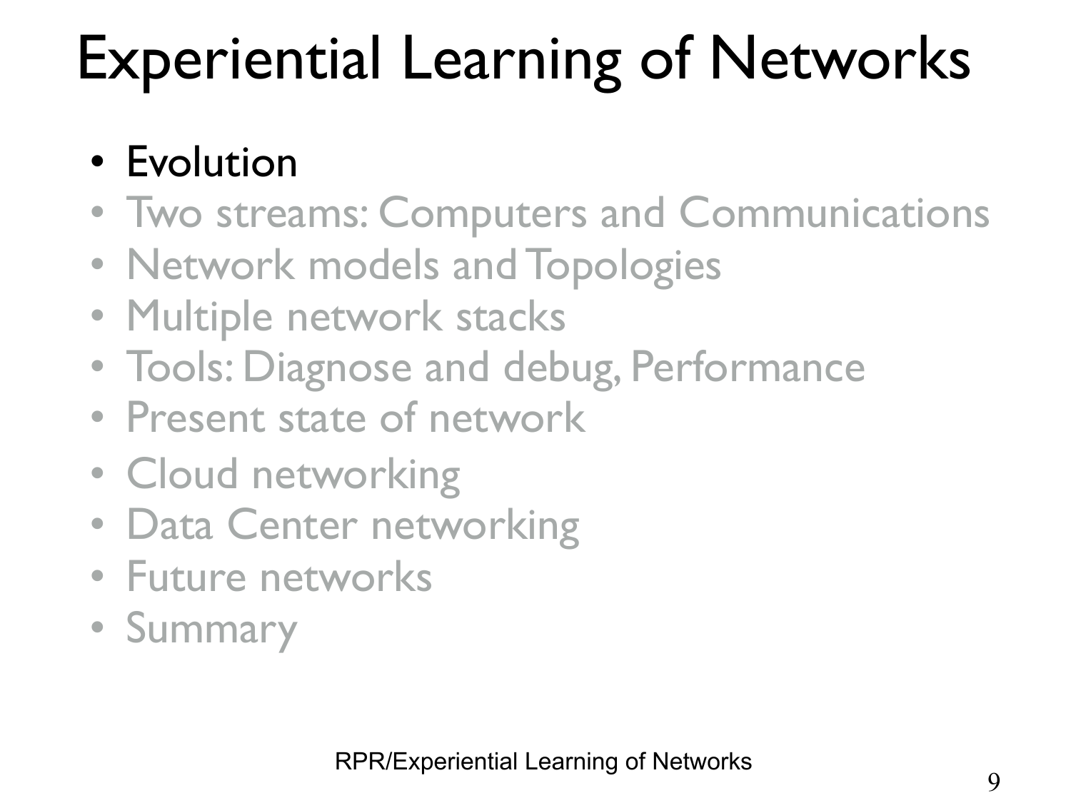# Experiential Learning of Networks

- Evolution
- Two streams: Computers and Communications
- Network models and Topologies
- Multiple network stacks
- Tools: Diagnose and debug, Performance
- Present state of network
- Cloud networking
- Data Center networking
- Future networks
- Summary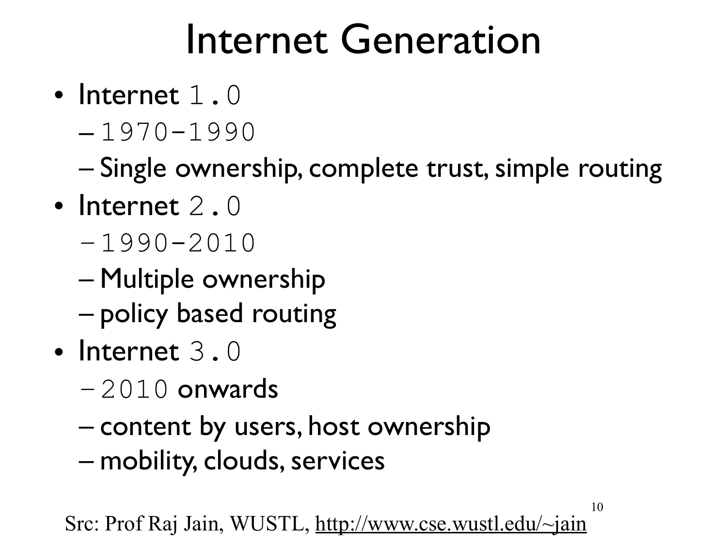# Internet Generation

- Internet 1.0
  - 1970-1990
  - Single ownership, complete trust, simple routing
- Internet 2.0
  - 1990-2010
  - Multiple ownership
  - policy based routing
- Internet 3.0
  - 2010 onwards
  - content by users, host ownership
  - mobility, clouds, services

Src: Prof Raj Jain, WUSTL, http://www.cse.wustl.edu/~jain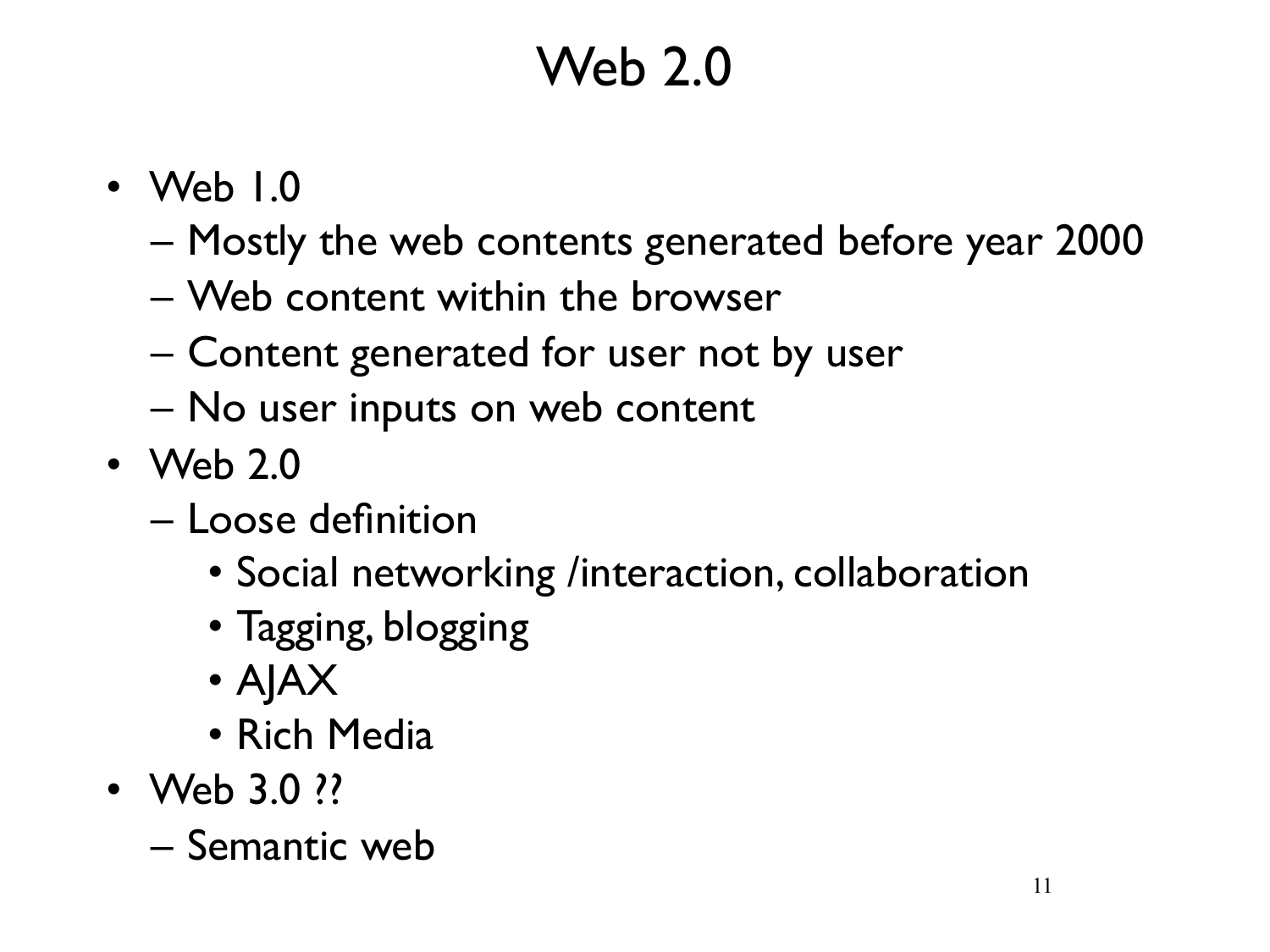# Web 2.0

- Web 1.0
  - Mostly the web contents generated before year 2000
  - Web content within the browser
  - Content generated for user not by user
  - No user inputs on web content
- Web 2.0
  - Loose definition
    - Social networking /interaction, collaboration
    - Tagging, blogging
    - AJAX
    - Rich Media
- Web 3.0 ??
  - Semantic web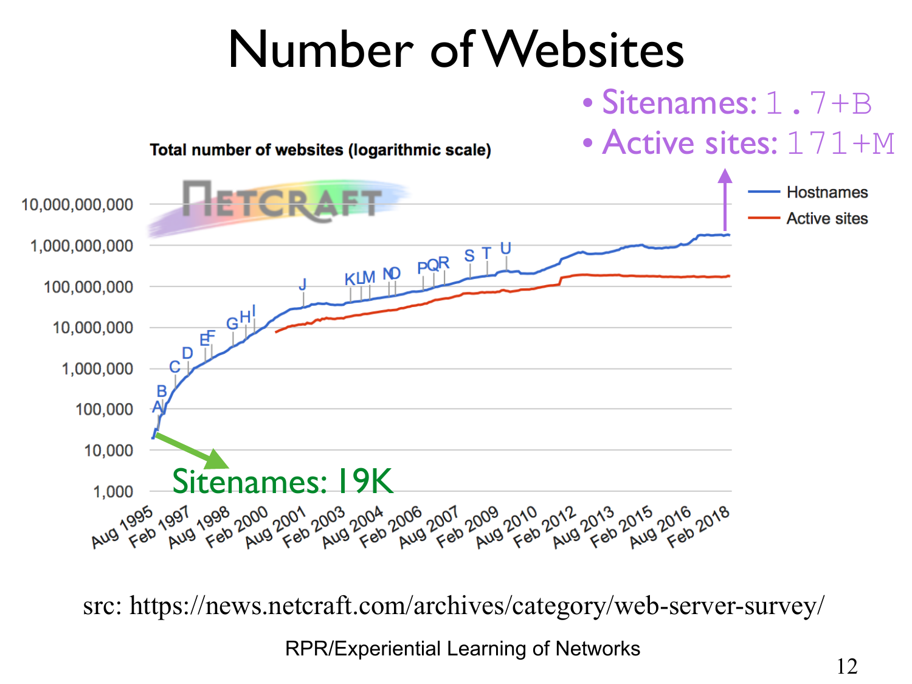# Number of Websites

- Sitenames: 1.7+B
- Active sites: 171+M

Total number of websites (logarithmic scale)

Hostnames

Active sites

Sitenames: 19K

src: https://news.netcraft.com/archives/category/web-server-survey/

RPR/Experiential Learning of Networks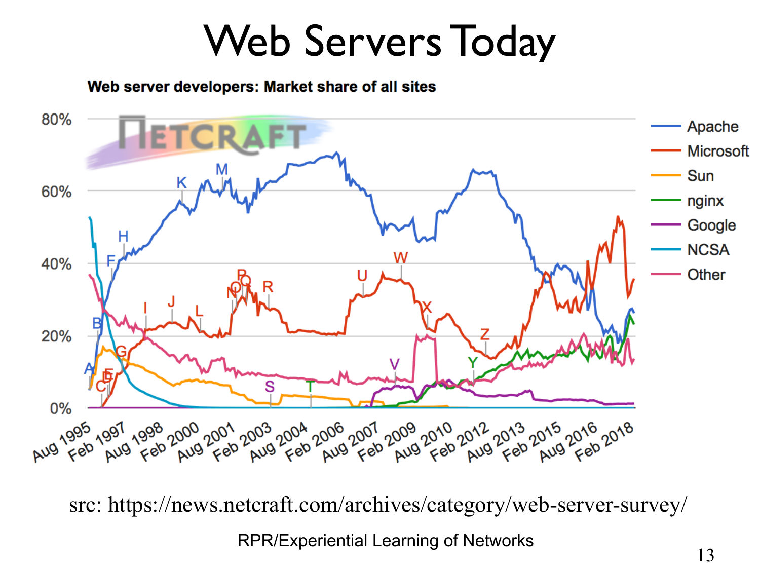# Web Servers Today

**Web server developers: Market share of all sites**

src: https://news.netcraft.com/archives/category/web-server-survey/

RPR/Experiential Learning of Networks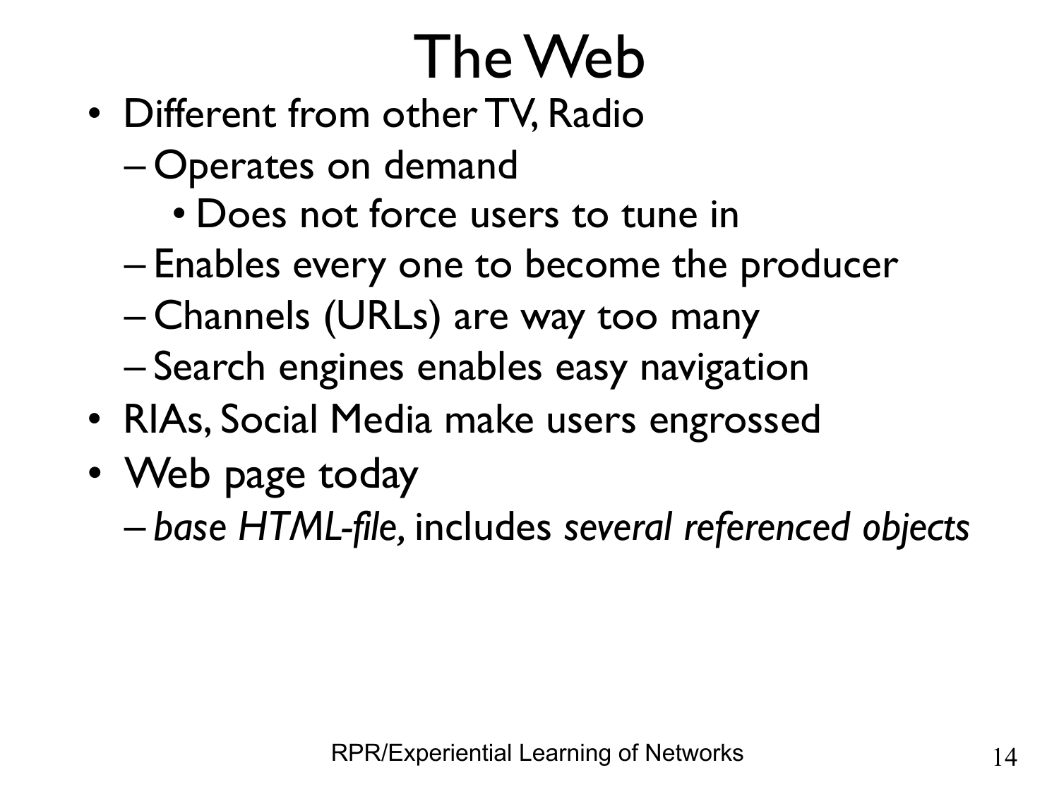# The Web

- Different from other TV, Radio
  - Operates on demand
    - Does not force users to tune in
  - Enables every one to become the producer
  - Channels (URLs) are way too many
  - Search engines enables easy navigation
- RIAs, Social Media make users engrossed
- Web page today
  - *base HTML-file,* includes *several referenced objects*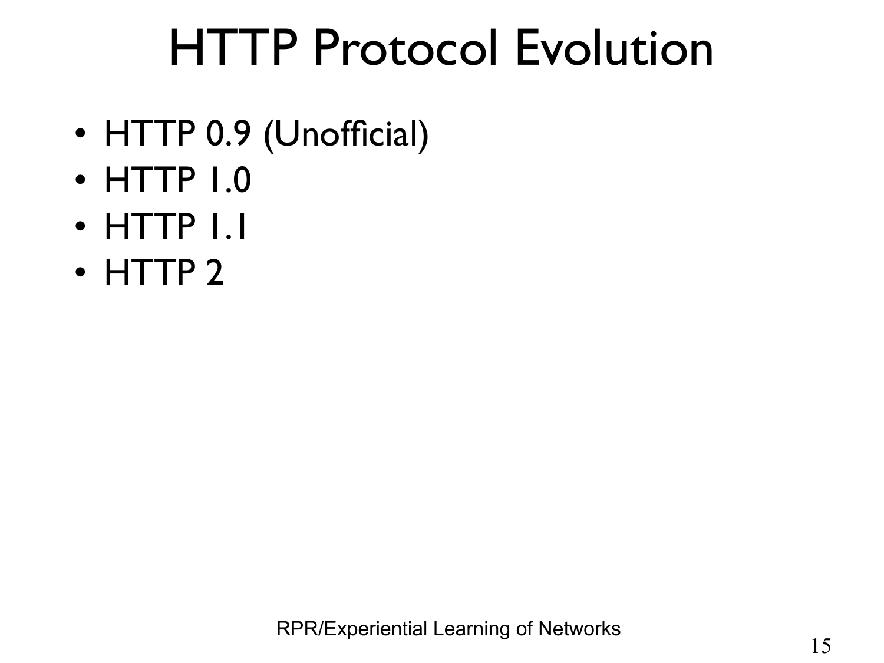# HTTP Protocol Evolution

- HTTP 0.9 (Unofficial)
- HTTP 1.0
- HTTP 1.1
- HTTP 2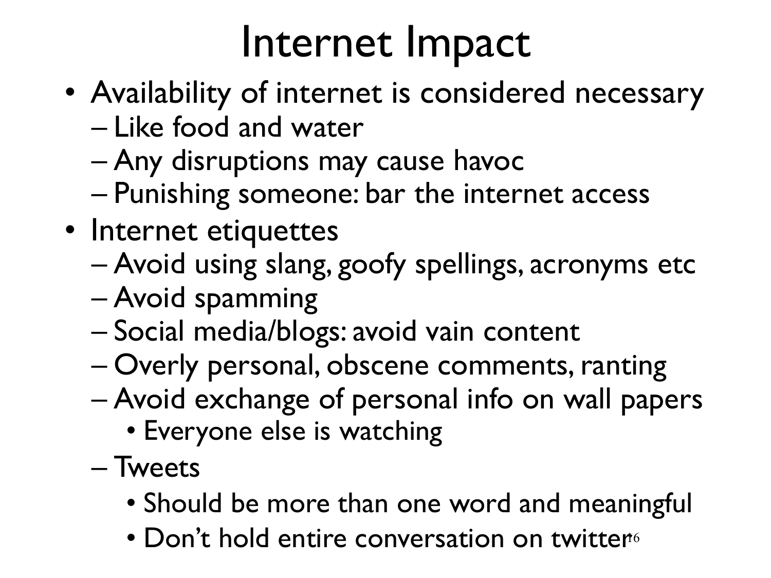# Internet Impact

- Availability of internet is considered necessary
  - Like food and water
  - Any disruptions may cause havoc
  - Punishing someone: bar the internet access
- Internet etiquettes
  - Avoid using slang, goofy spellings, acronyms etc
  - Avoid spamming
  - Social media/blogs: avoid vain content
  - Overly personal, obscene comments, ranting
  - Avoid exchange of personal info on wall papers
    - Everyone else is watching
  - Tweets
    - Should be more than one word and meaningful
    - Don't hold entire conversation on twitter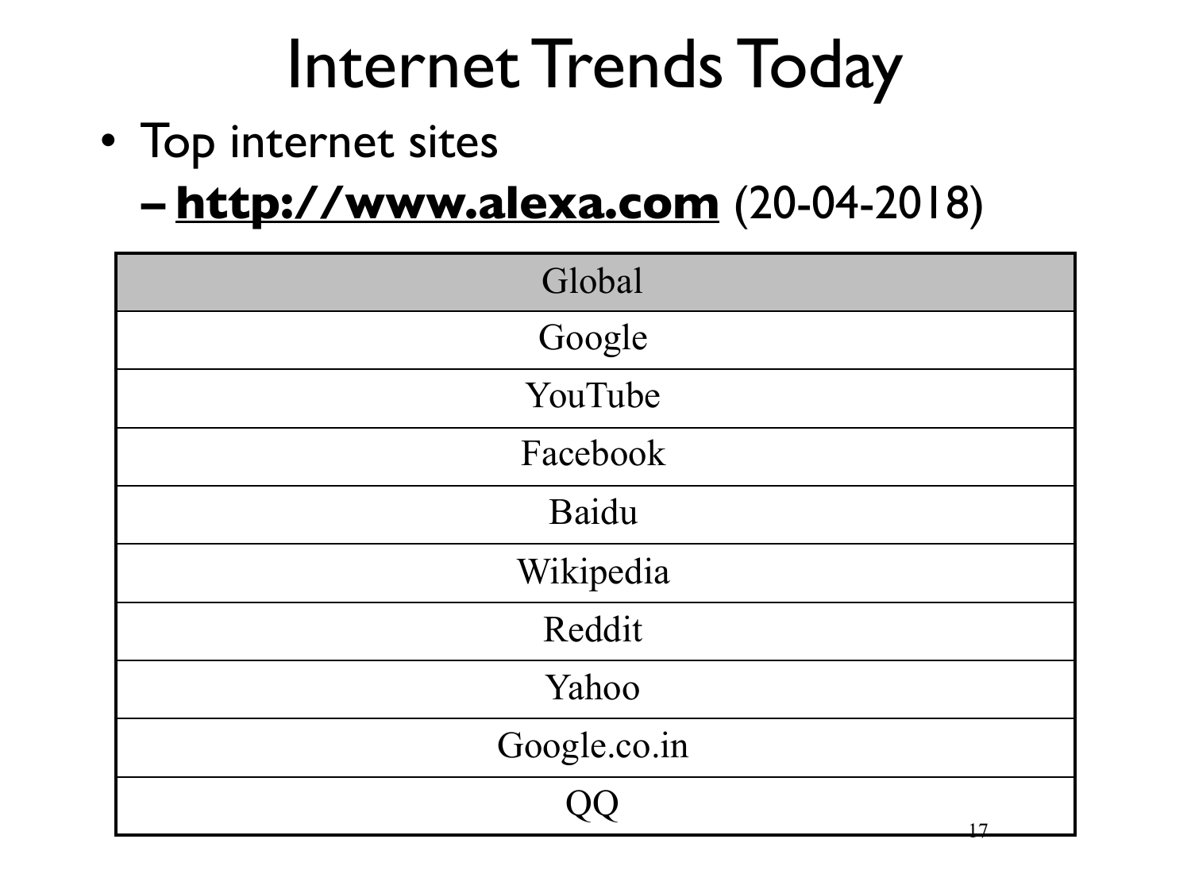# Internet Trends Today

- Top internet sites
  - **http://www.alexa.com** (20-04-2018)

| Global |
| --- |
| Google |
| YouTube |
| Facebook |
| Baidu |
| Wikipedia |
| Reddit |
| Yahoo |
| Google.co.in |
| QQ |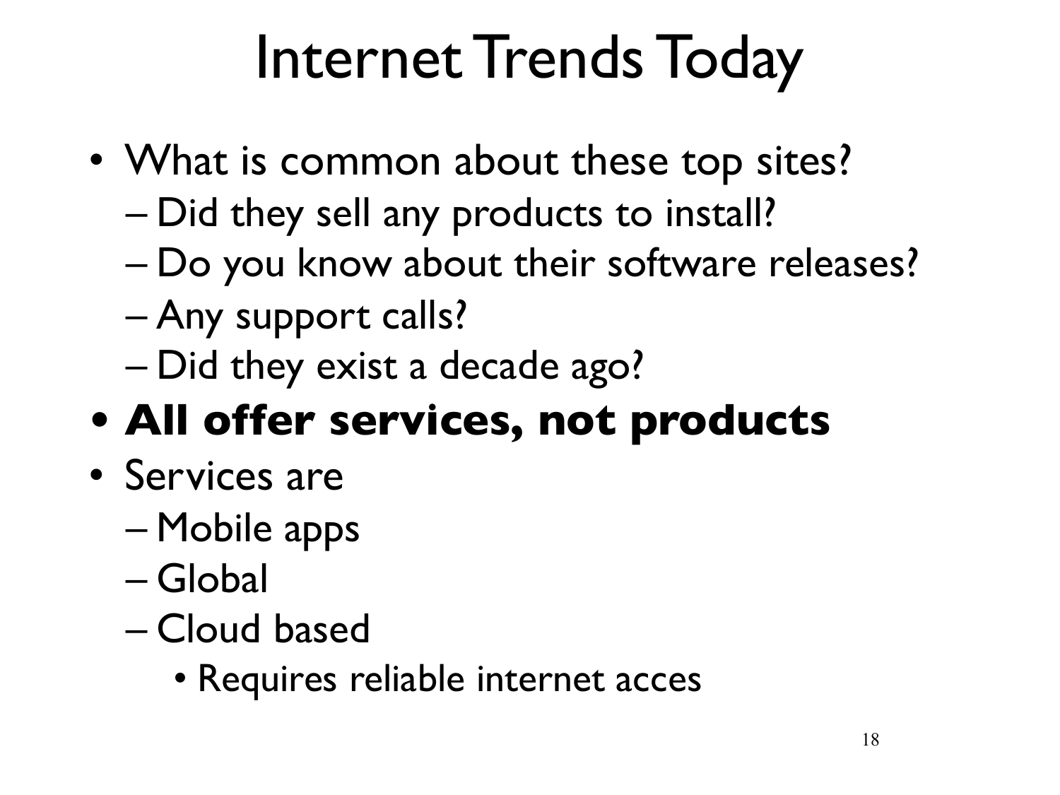# Internet Trends Today

- What is common about these top sites?
  - Did they sell any products to install?
  - Do you know about their software releases?
  - Any support calls?
  - Did they exist a decade ago?
- **All offer services, not products**
- Services are
  - Mobile apps
  - Global
  - Cloud based
    - Requires reliable internet acces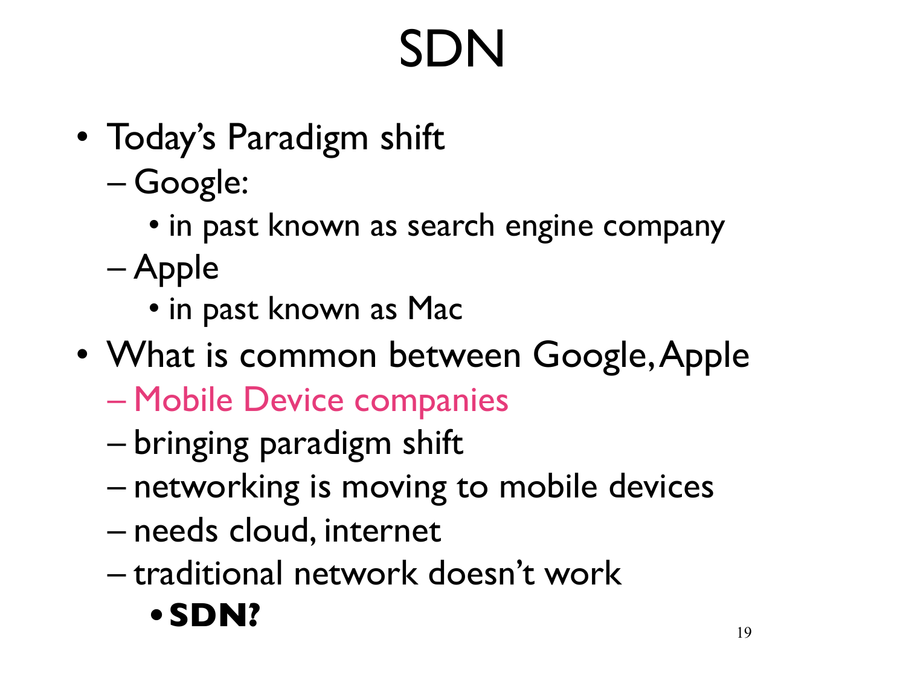# SDN

- Today's Paradigm shift
  - Google:
    - in past known as search engine company
  - Apple
    - in past known as Mac
- What is common between Google, Apple
  - Mobile Device companies
  - bringing paradigm shift
  - networking is moving to mobile devices
  - needs cloud, internet
  - traditional network doesn't work
    - **SDN?**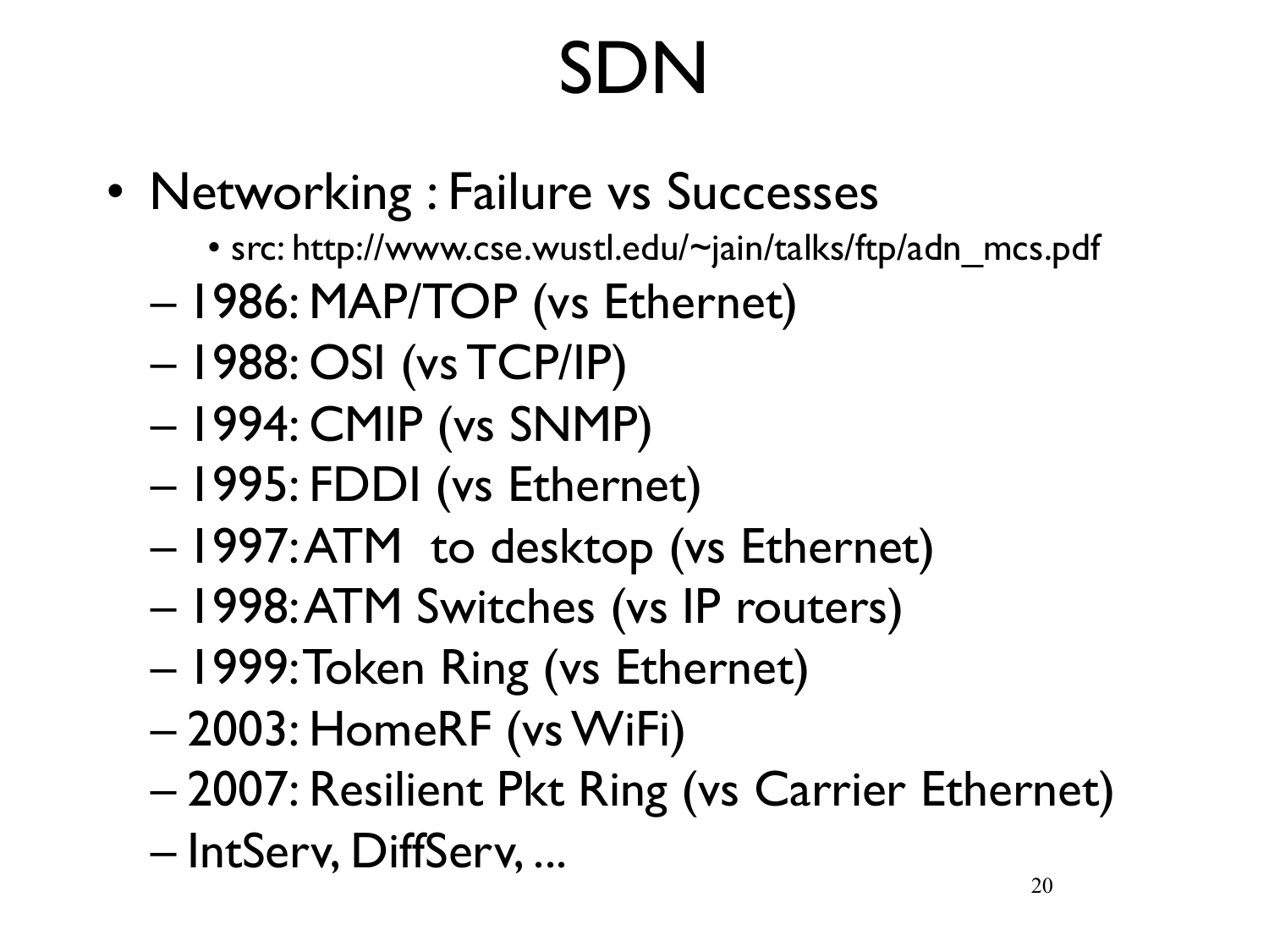# SDN

- Networking : Failure vs Successes
  - src: http://www.cse.wustl.edu/~jain/talks/ftp/adn_mcs.pdf
  - 1986: MAP/TOP (vs Ethernet)
  - 1988: OSI (vs TCP/IP)
  - 1994: CMIP (vs SNMP)
  - 1995: FDDI (vs Ethernet)
  - 1997: ATM to desktop (vs Ethernet)
  - 1998: ATM Switches (vs IP routers)
  - 1999: Token Ring (vs Ethernet)
  - 2003: HomeRF (vs WiFi)
  - 2007: Resilient Pkt Ring (vs Carrier Ethernet)
  - IntServ, DiffServ, ...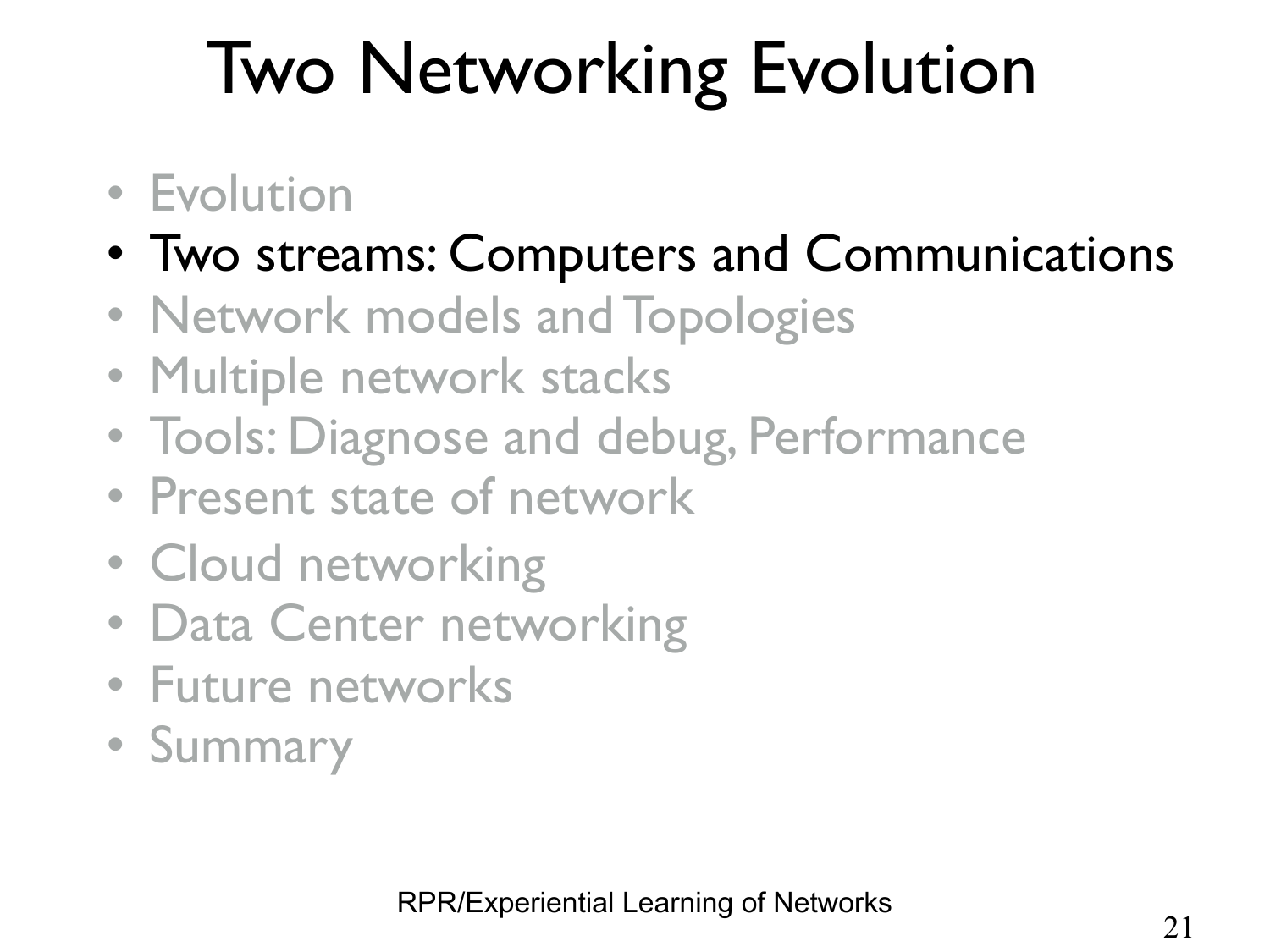# Two Networking Evolution

- Evolution
- **Two streams: Computers and Communications**
- Network models and Topologies
- Multiple network stacks
- Tools: Diagnose and debug, Performance
- Present state of network
- Cloud networking
- Data Center networking
- Future networks
- Summary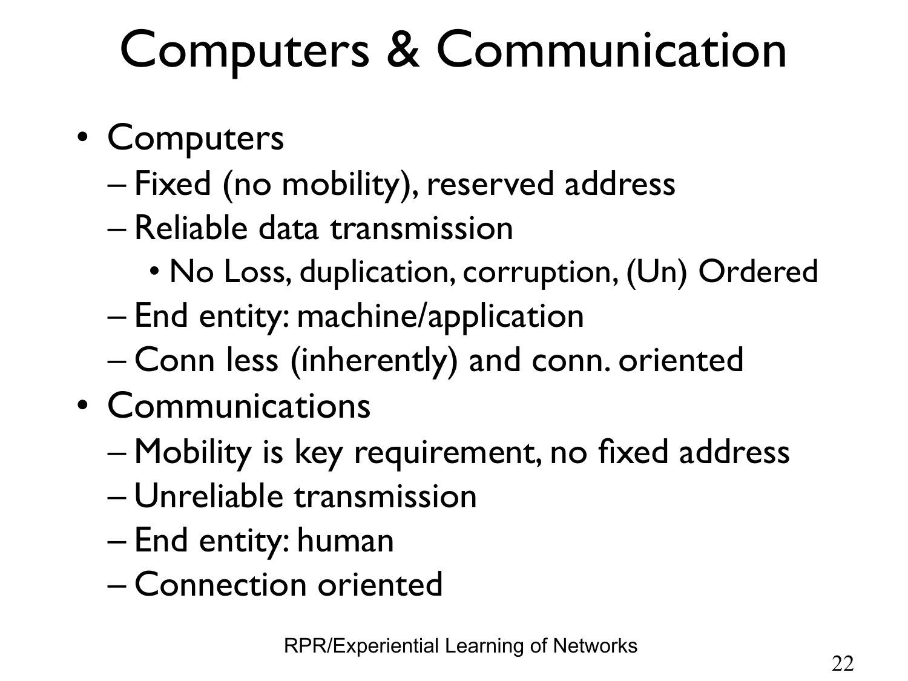# Computers & Communication

- Computers
  - Fixed (no mobility), reserved address
  - Reliable data transmission
    - No Loss, duplication, corruption, (Un) Ordered
  - End entity: machine/application
  - Conn less (inherently) and conn. oriented
- Communications
  - Mobility is key requirement, no fixed address
  - Unreliable transmission
  - End entity: human
  - Connection oriented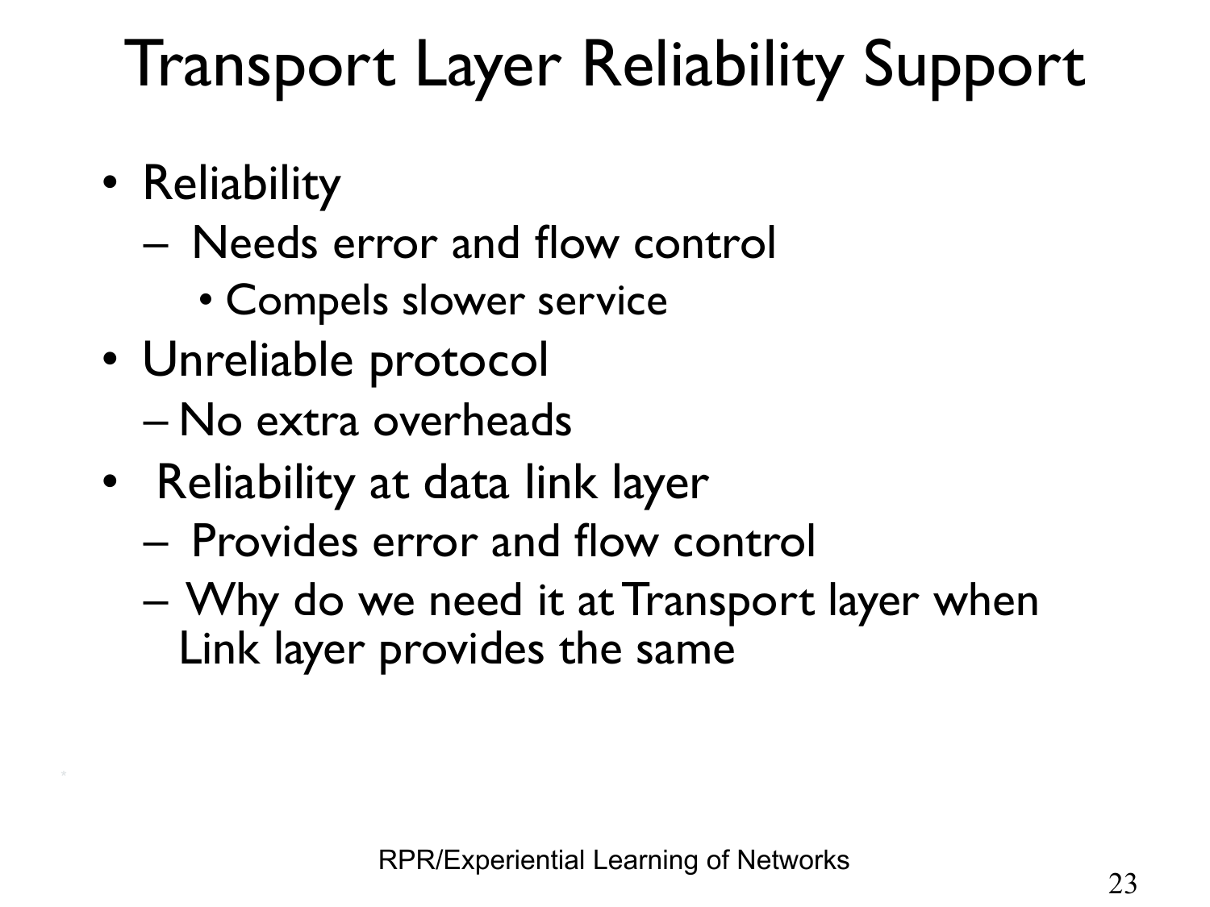# Transport Layer Reliability Support

- Reliability
  - Needs error and flow control
    - Compels slower service
- Unreliable protocol
  - No extra overheads
- Reliability at data link layer
  - Provides error and flow control
  - Why do we need it at Transport layer when Link layer provides the same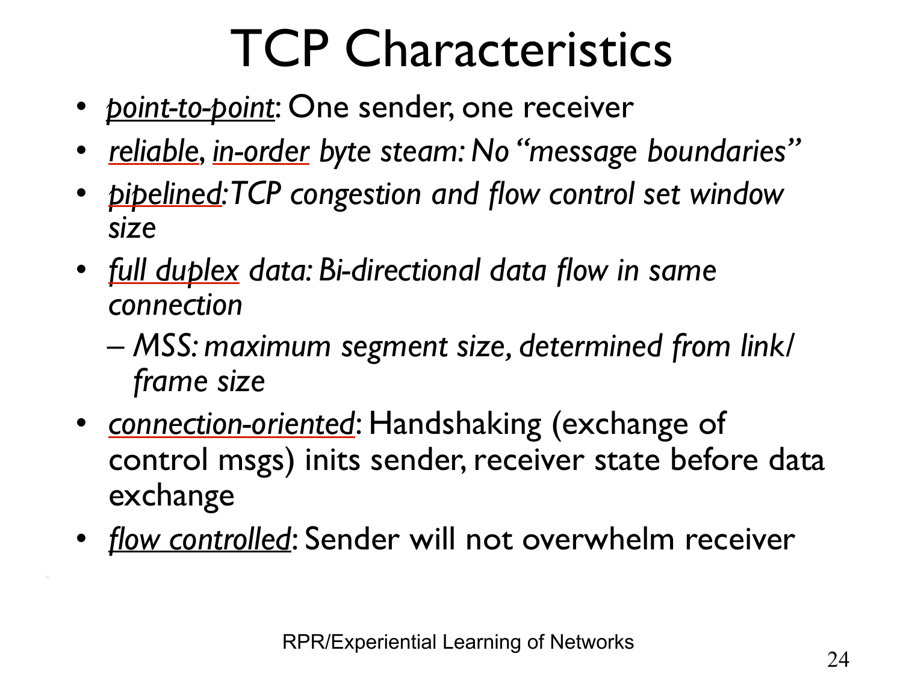# TCP Characteristics

- *point-to-point*: One sender, one receiver
- *reliable*, *in-order byte steam: No "message boundaries"*
- *pipelined: TCP congestion and flow control set window size*
- *full duplex data: Bi-directional data flow in same connection*
  - *MSS: maximum segment size, determined from link/frame size*
- *connection-oriented*: Handshaking (exchange of control msgs) inits sender, receiver state before data exchange
- *flow controlled*: Sender will not overwhelm receiver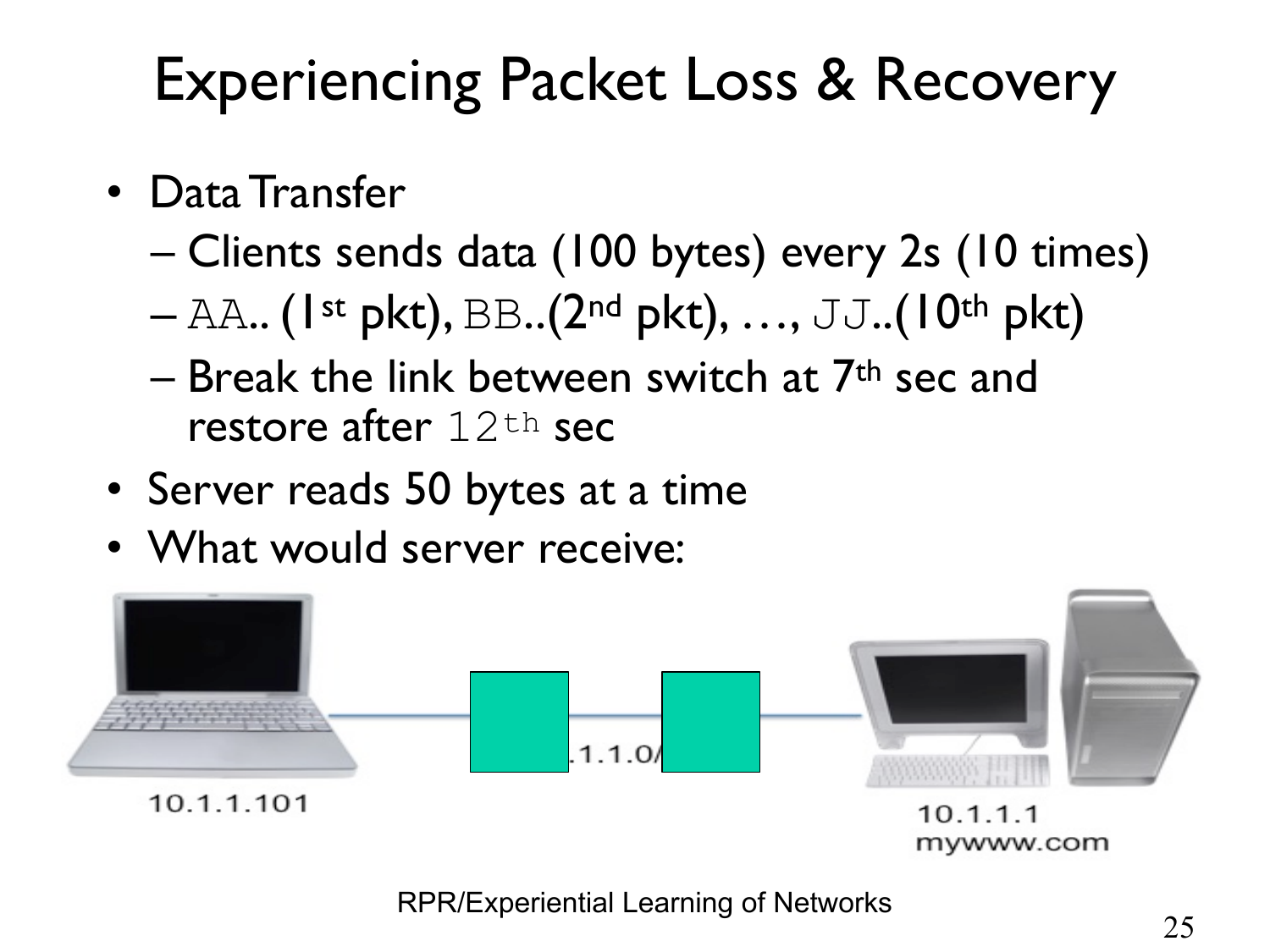# Experiencing Packet Loss & Recovery

- Data Transfer
  - Clients sends data (100 bytes) every 2s (10 times)
  - `AA`.. (1st pkt), `BB`..(2nd pkt), …, `JJ`..(10th pkt)
  - Break the link between switch at 7th sec and restore after `12th` sec
- Server reads 50 bytes at a time
- What would server receive:

10.1.1.101

.1.1.0/

10.1.1.1
mywww.com

RPR/Experiential Learning of Networks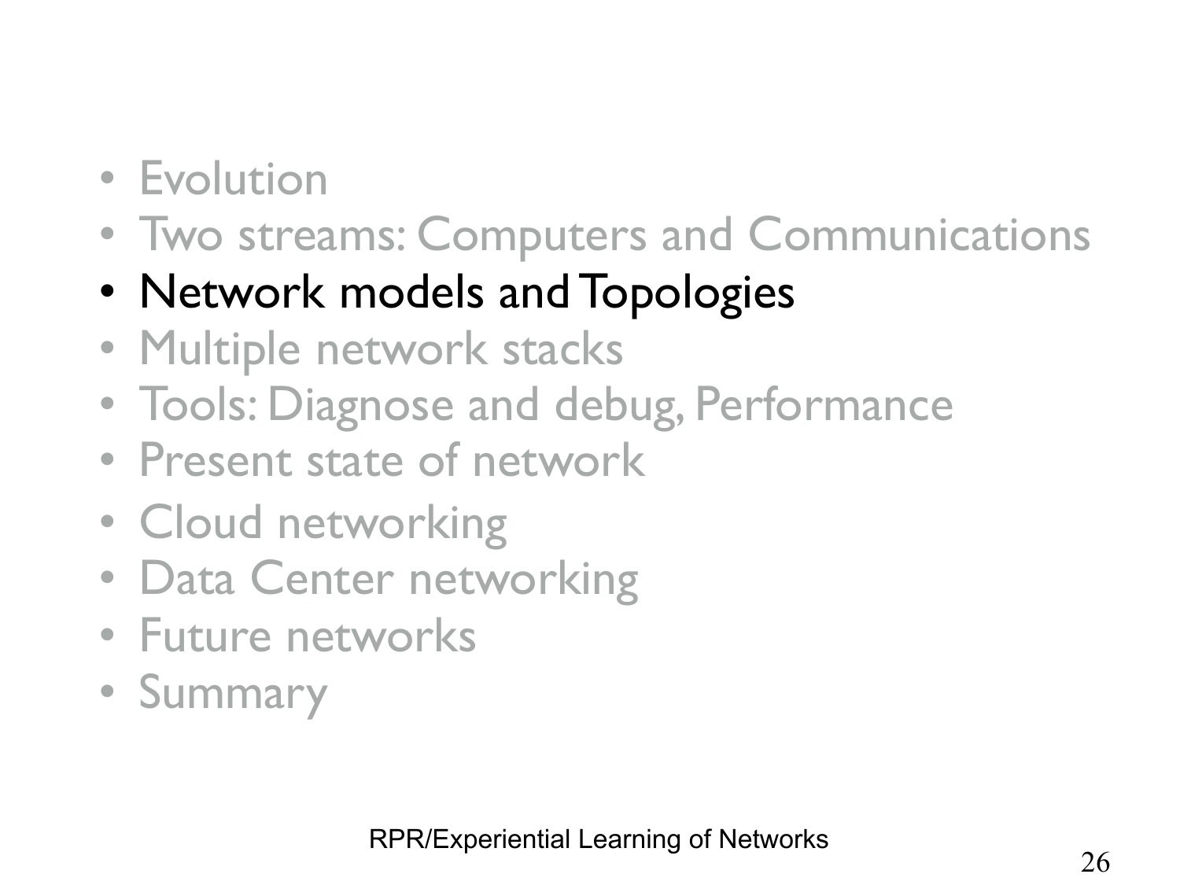- Evolution
- Two streams: Computers and Communications
- **Network models and Topologies**
- Multiple network stacks
- Tools: Diagnose and debug, Performance
- Present state of network
- Cloud networking
- Data Center networking
- Future networks
- Summary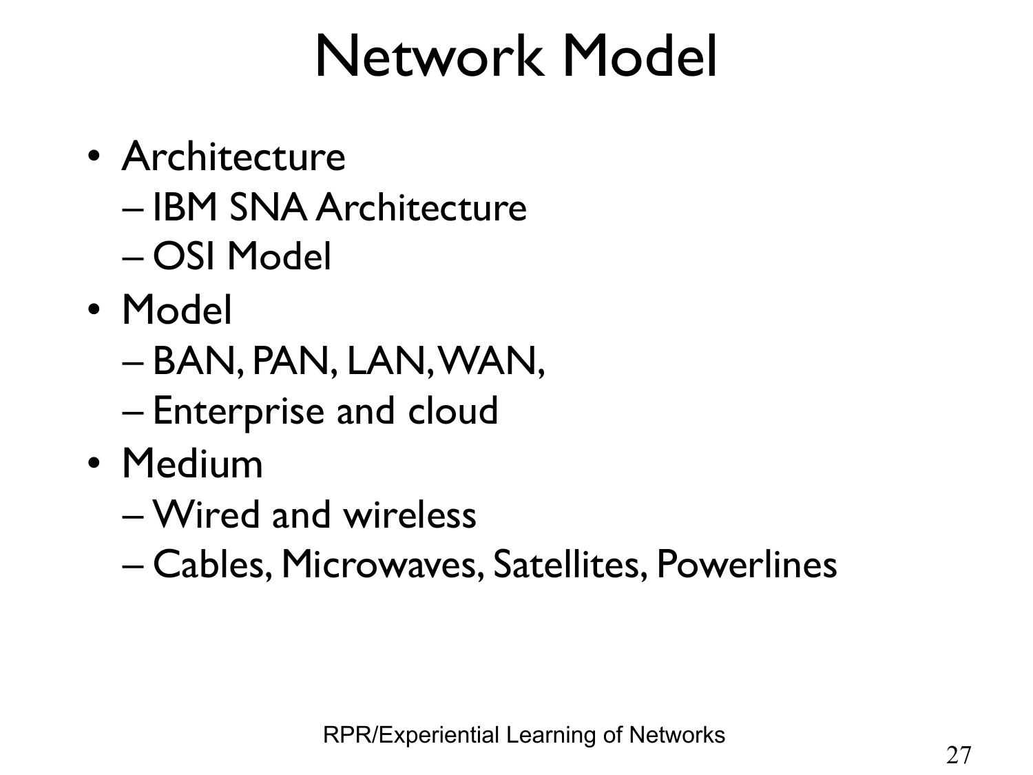# Network Model

- Architecture
  - IBM SNA Architecture
  - OSI Model
- Model
  - BAN, PAN, LAN, WAN,
  - Enterprise and cloud
- Medium
  - Wired and wireless
  - Cables, Microwaves, Satellites, Powerlines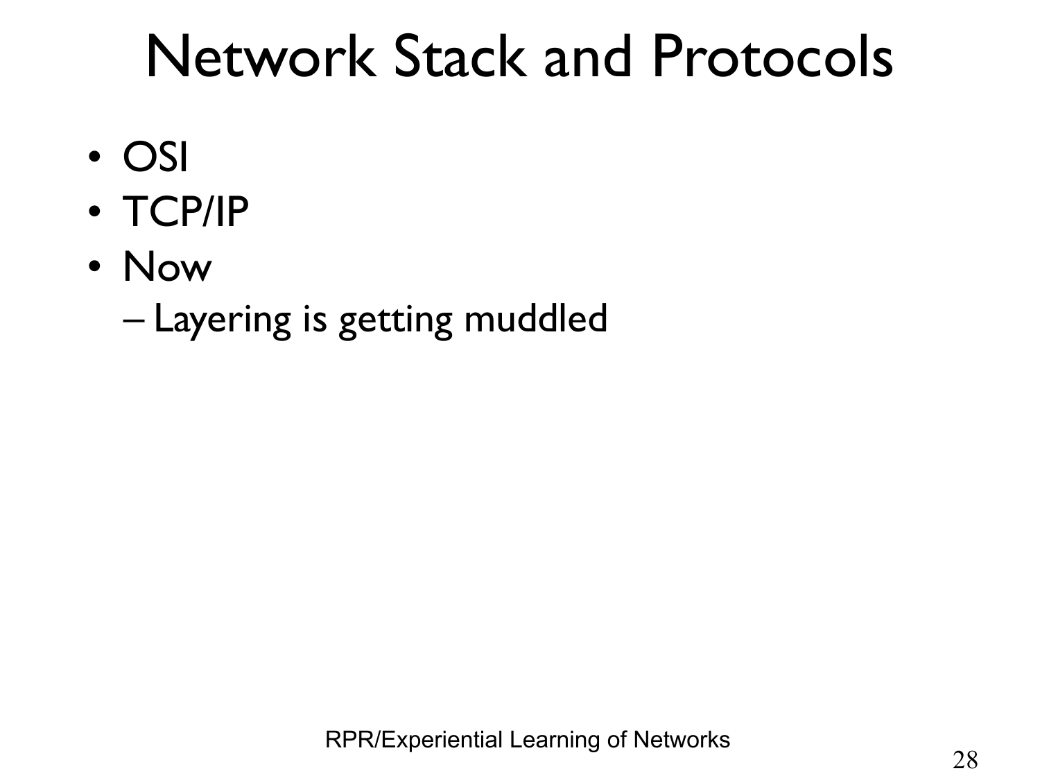# Network Stack and Protocols

- OSI
- TCP/IP
- Now
  - Layering is getting muddled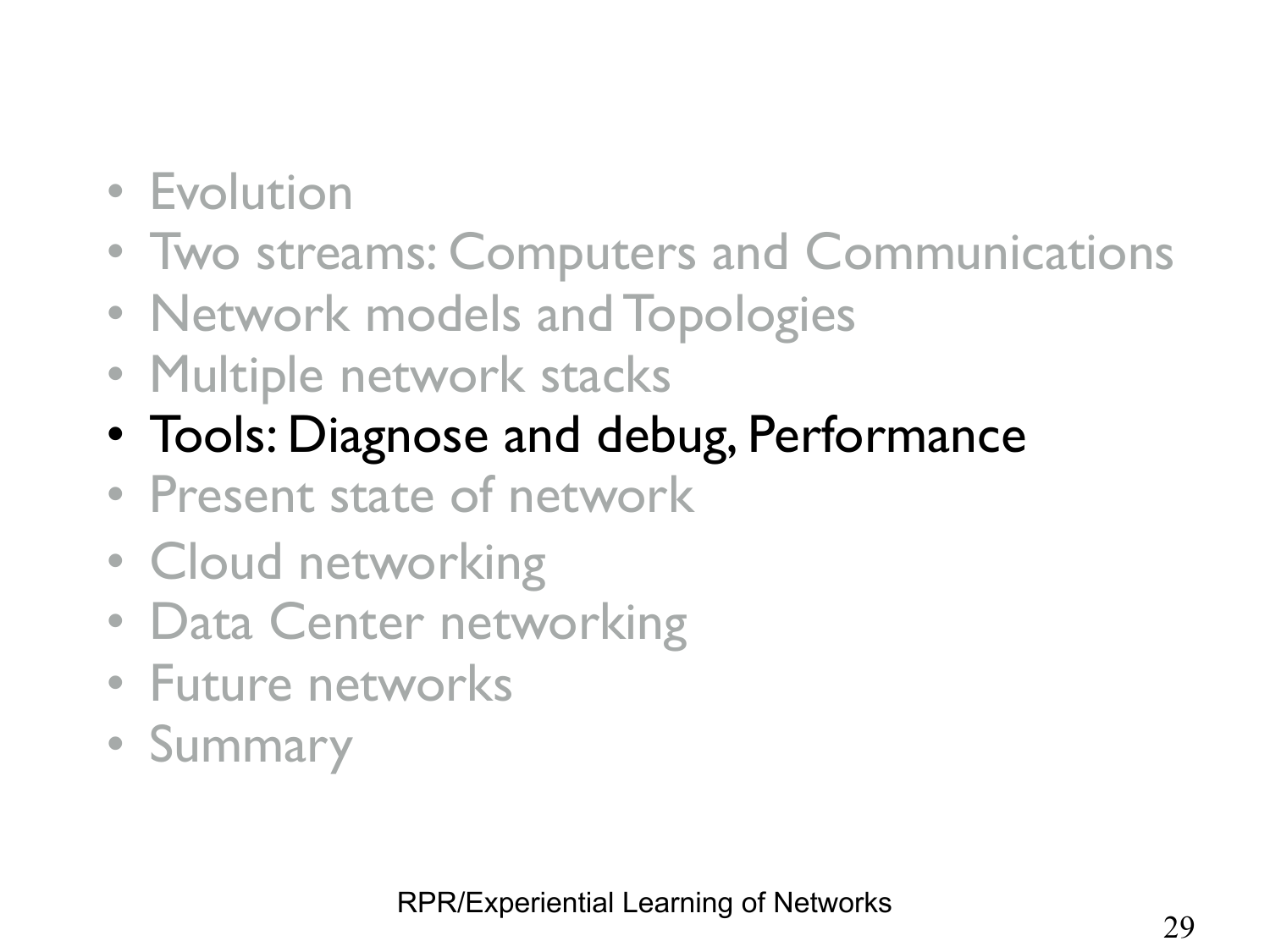- Evolution
- Two streams: Computers and Communications
- Network models and Topologies
- Multiple network stacks
- **Tools: Diagnose and debug, Performance**
- Present state of network
- Cloud networking
- Data Center networking
- Future networks
- Summary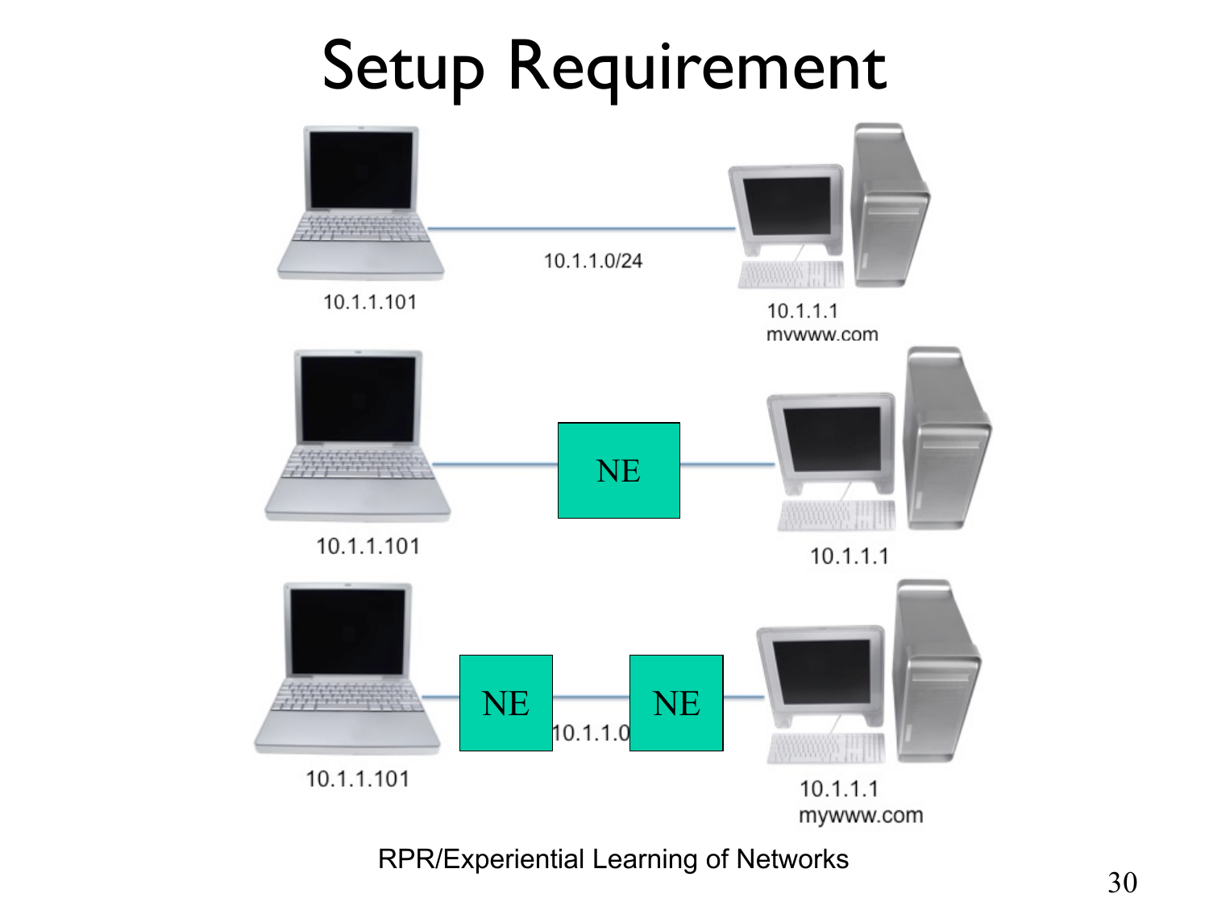# Setup Requirement

10.1.1.0/24

10.1.1.101

10.1.1.1
mywww.com

NE

10.1.1.101

10.1.1.1

NE

10.1.1.0

NE

10.1.1.101

10.1.1.1
mywww.com

RPR/Experiential Learning of Networks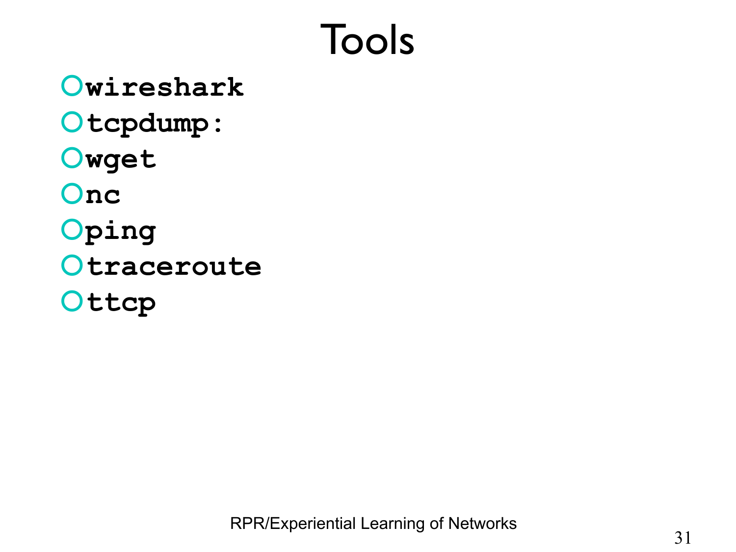# Tools

- **`wireshark`**
- **`tcpdump:`**
- **`wget`**
- **`nc`**
- **`ping`**
- **`traceroute`**
- **`ttcp`**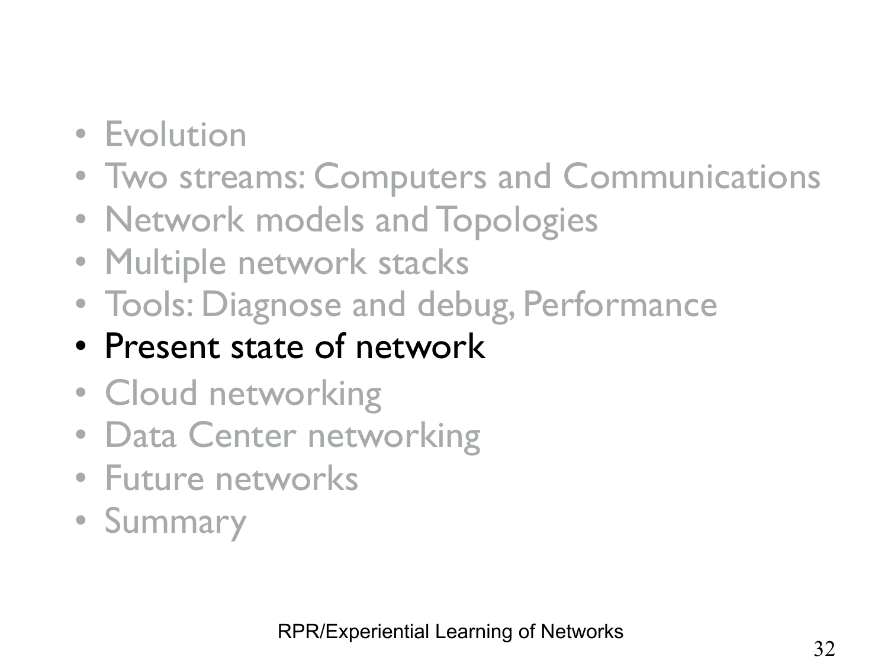- Evolution
- Two streams: Computers and Communications
- Network models and Topologies
- Multiple network stacks
- Tools: Diagnose and debug, Performance
- **Present state of network**
- Cloud networking
- Data Center networking
- Future networks
- Summary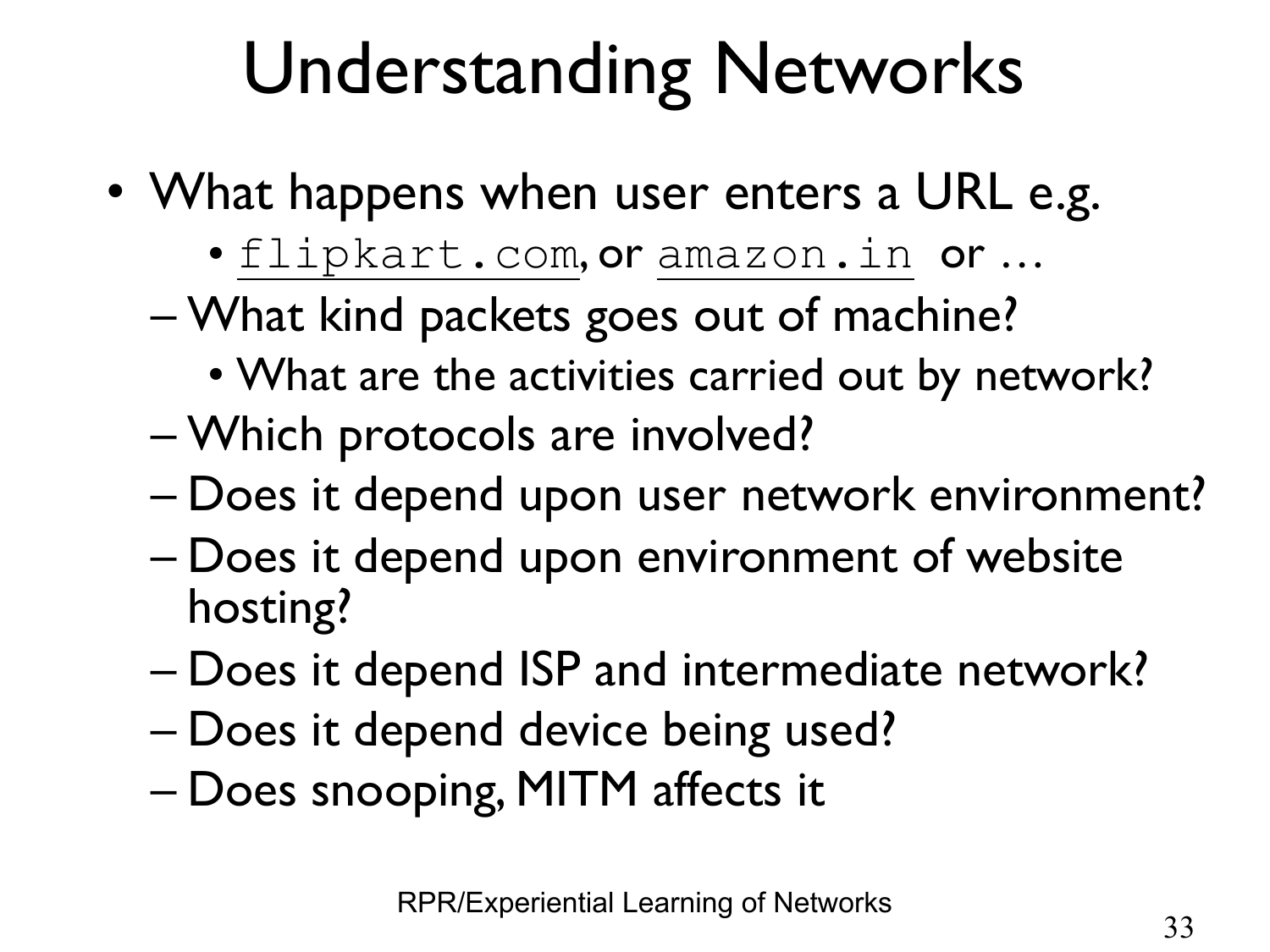# Understanding Networks

- What happens when user enters a URL e.g.
  - `flipkart.com`, or `amazon.in` or …
  - What kind packets goes out of machine?
    - What are the activities carried out by network?
  - Which protocols are involved?
  - Does it depend upon user network environment?
  - Does it depend upon environment of website hosting?
  - Does it depend ISP and intermediate network?
  - Does it depend device being used?
  - Does snooping, MITM affects it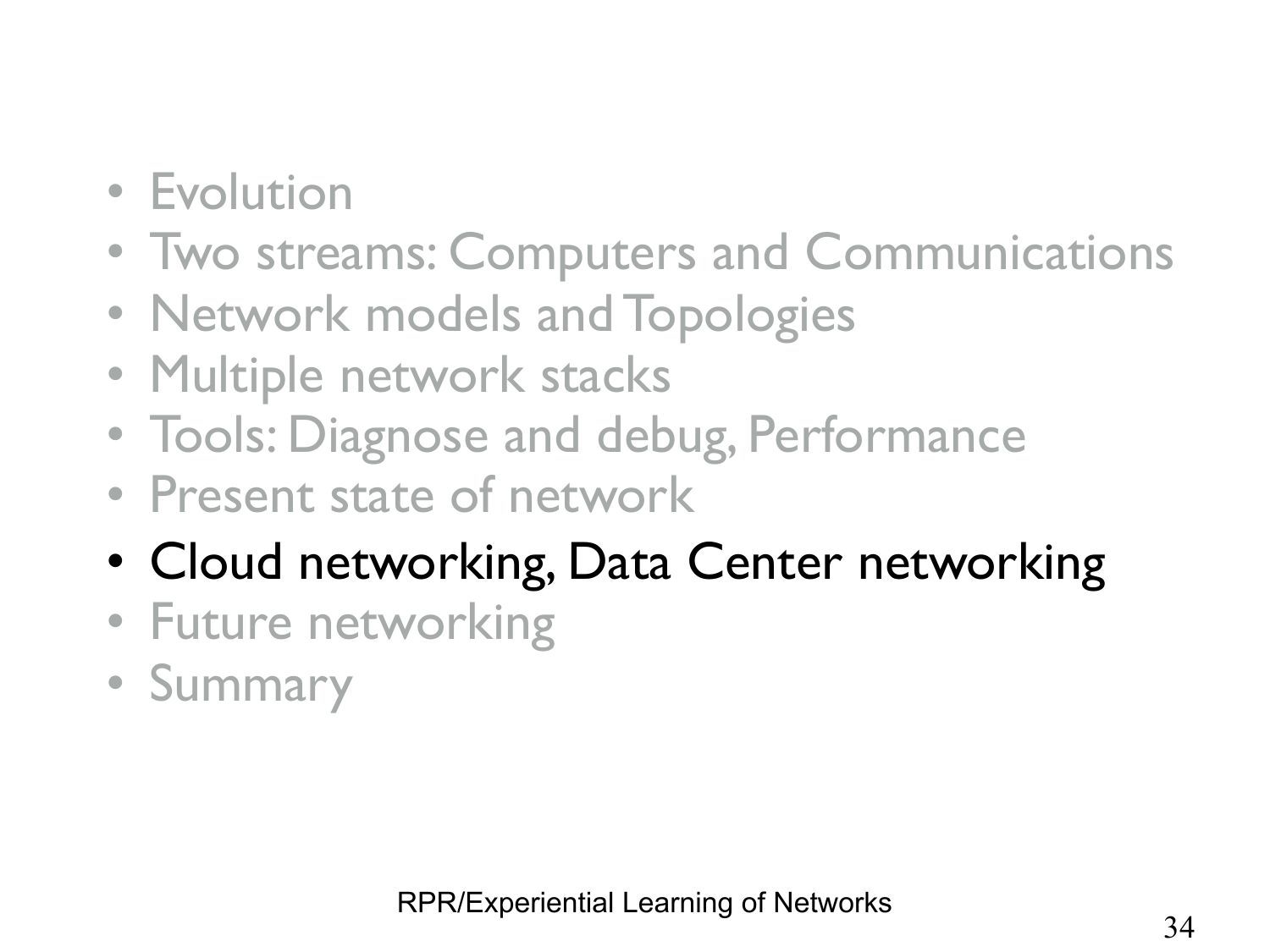- Evolution
- Two streams: Computers and Communications
- Network models and Topologies
- Multiple network stacks
- Tools: Diagnose and debug, Performance
- Present state of network
- **Cloud networking, Data Center networking**
- Future networking
- Summary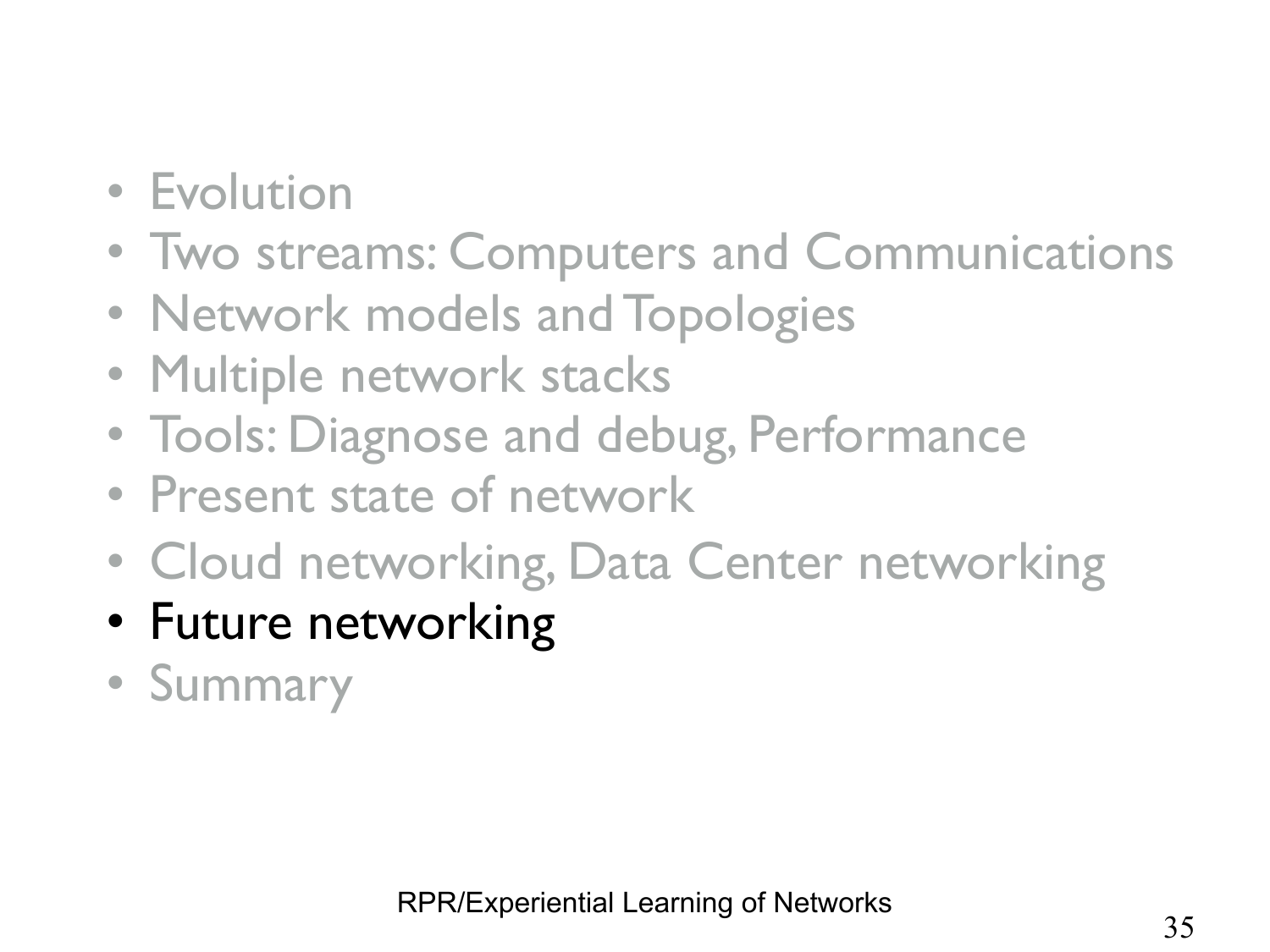- Evolution
- Two streams: Computers and Communications
- Network models and Topologies
- Multiple network stacks
- Tools: Diagnose and debug, Performance
- Present state of network
- Cloud networking, Data Center networking
- **Future networking**
- Summary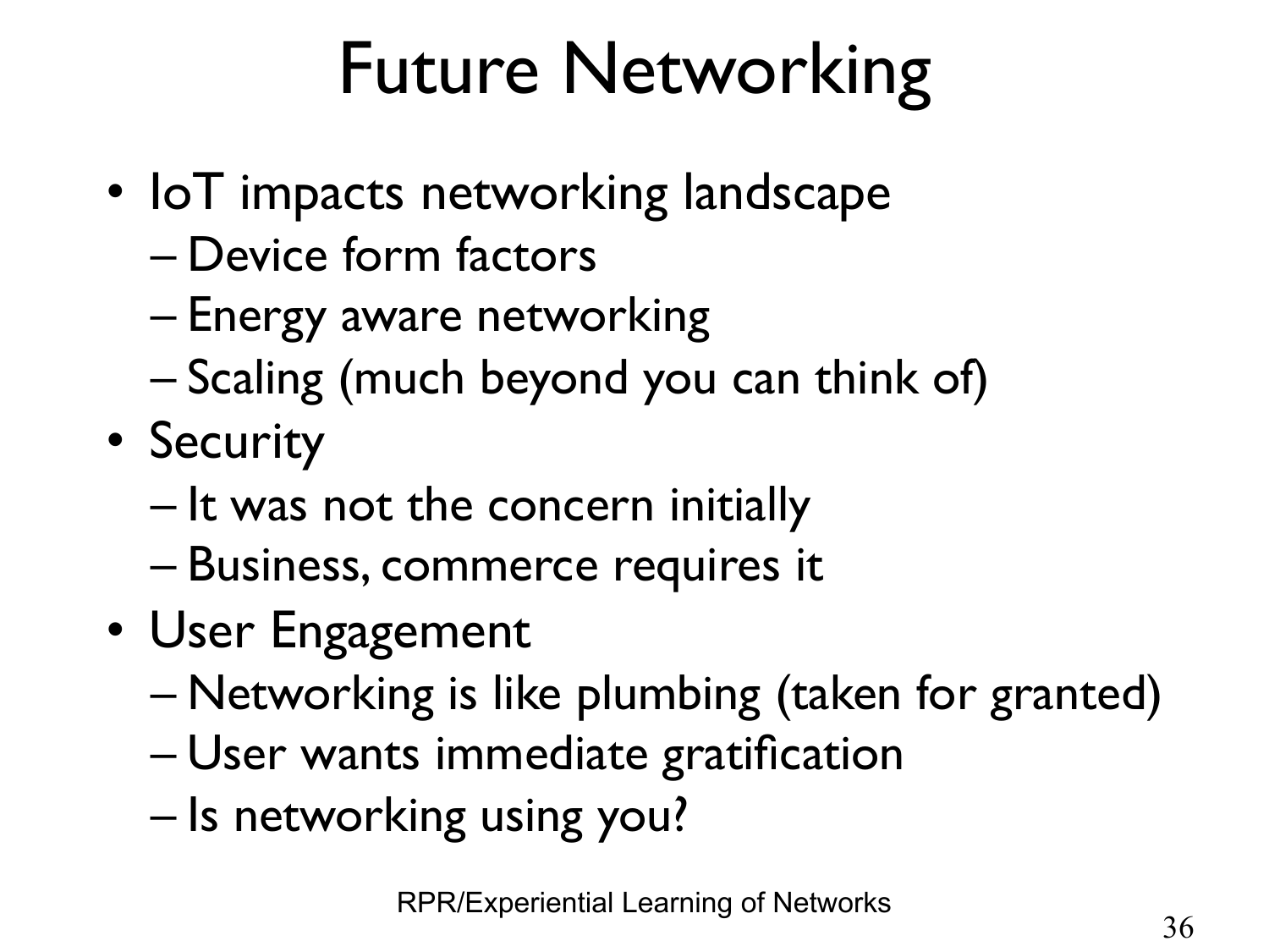# Future Networking

- IoT impacts networking landscape
  - Device form factors
  - Energy aware networking
  - Scaling (much beyond you can think of)
- Security
  - It was not the concern initially
  - Business, commerce requires it
- User Engagement
  - Networking is like plumbing (taken for granted)
  - User wants immediate gratification
  - Is networking using you?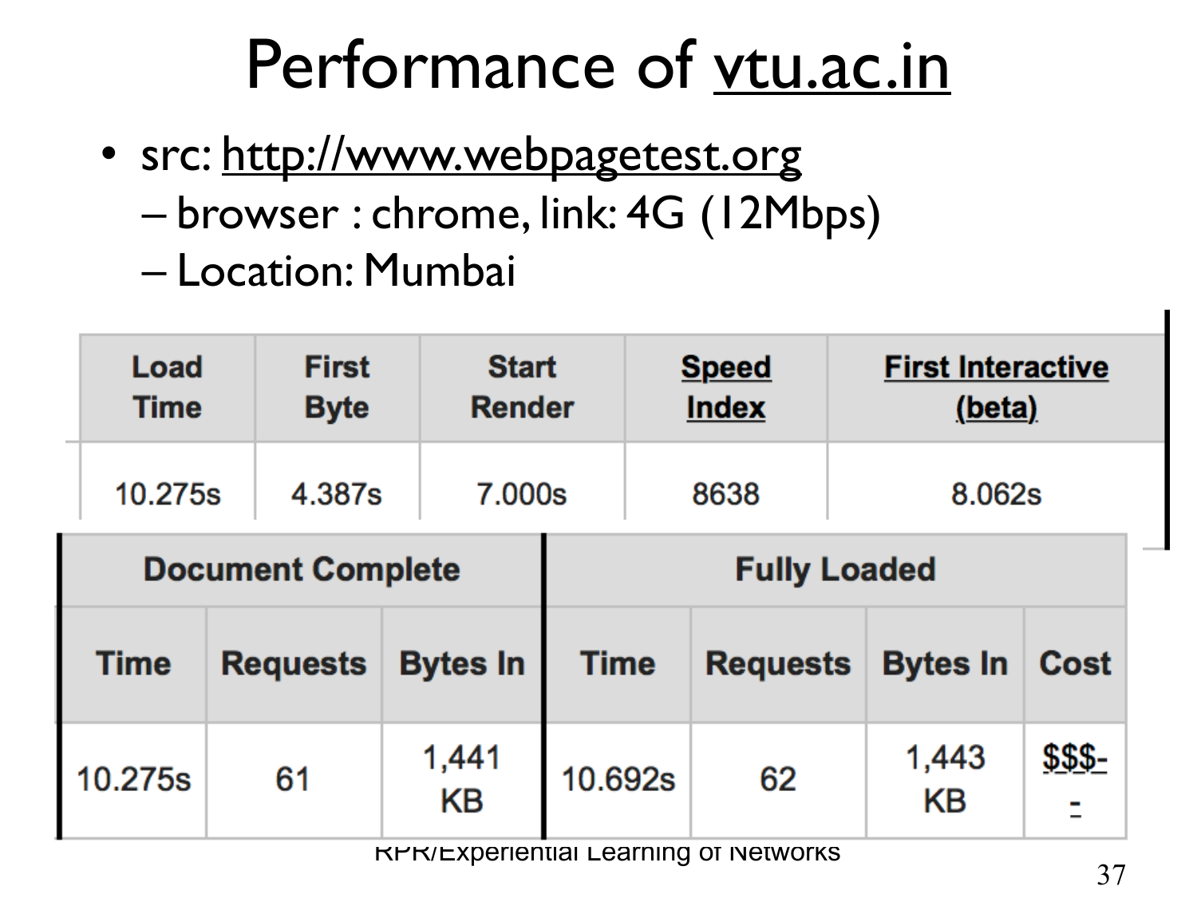# Performance of vtu.ac.in

- src: http://www.webpagetest.org
  - browser : chrome, link: 4G (12Mbps)
  - Location: Mumbai

| Load Time | First Byte | Start Render | Speed Index | First Interactive (beta) |
|---|---|---|---|---|
| 10.275s | 4.387s | 7.000s | 8638 | 8.062s |

| Document Complete | | | Fully Loaded | | | |
|---|---|---|---|---|---|---|
| Time | Requests | Bytes In | Time | Requests | Bytes In | Cost |
| 10.275s | 61 | 1,441 KB | 10.692s | 62 | 1,443 KB | $$$-- |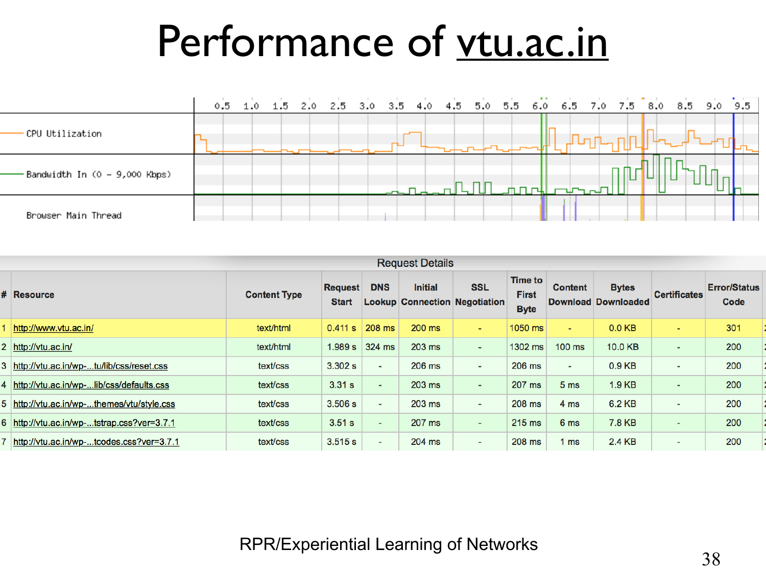# Performance of vtu.ac.in

|  | 0.5 | 1.0 | 1.5 | 2.0 | 2.5 | 3.0 | 3.5 | 4.0 | 4.5 | 5.0 | 5.5 | 6.0 | 6.5 | 7.0 | 7.5 | 8.0 | 8.5 | 9.0 | 9.5 |
|---|---|---|---|---|---|---|---|---|---|---|---|---|---|---|---|---|---|---|---|

CPU Utilization

Bandwidth In (0 – 9,000 Kbps)

Browser Main Thread

**Request Details**

| # | Resource | Content Type | Request Start | DNS Lookup | Initial Connection | SSL Negotiation | Time to First Byte | Content Download | Bytes Downloaded | Certificates | Error/Status Code |
|---|---|---|---|---|---|---|---|---|---|---|---|
| 1 | http://www.vtu.ac.in/ | text/html | 0.411 s | 208 ms | 200 ms | - | 1050 ms | - | 0.0 KB | - | 301 |
| 2 | http://vtu.ac.in/ | text/html | 1.989 s | 324 ms | 203 ms | - | 1302 ms | 100 ms | 10.0 KB | - | 200 |
| 3 | http://vtu.ac.in/wp-...tu/lib/css/reset.css | text/css | 3.302 s | - | 206 ms | - | 206 ms | - | 0.9 KB | - | 200 |
| 4 | http://vtu.ac.in/wp-...lib/css/defaults.css | text/css | 3.31 s | - | 203 ms | - | 207 ms | 5 ms | 1.9 KB | - | 200 |
| 5 | http://vtu.ac.in/wp-...themes/vtu/style.css | text/css | 3.506 s | - | 203 ms | - | 208 ms | 4 ms | 6.2 KB | - | 200 |
| 6 | http://vtu.ac.in/wp-...tstrap.css?ver=3.7.1 | text/css | 3.51 s | - | 207 ms | - | 215 ms | 6 ms | 7.8 KB | - | 200 |
| 7 | http://vtu.ac.in/wp-...tcodes.css?ver=3.7.1 | text/css | 3.515 s | - | 204 ms | - | 208 ms | 1 ms | 2.4 KB | - | 200 |

RPR/Experiential Learning of Networks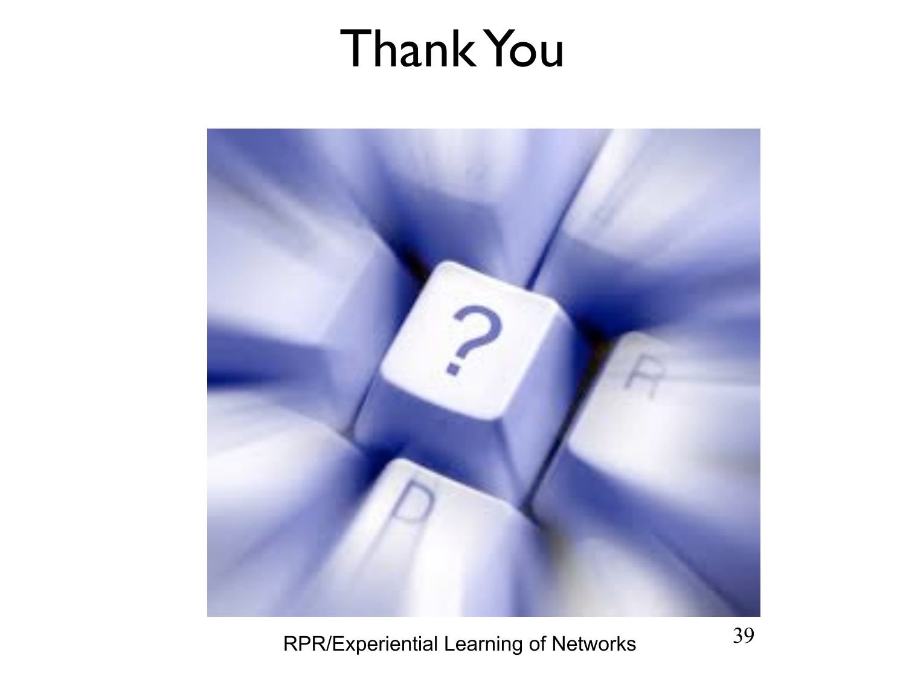# Thank You